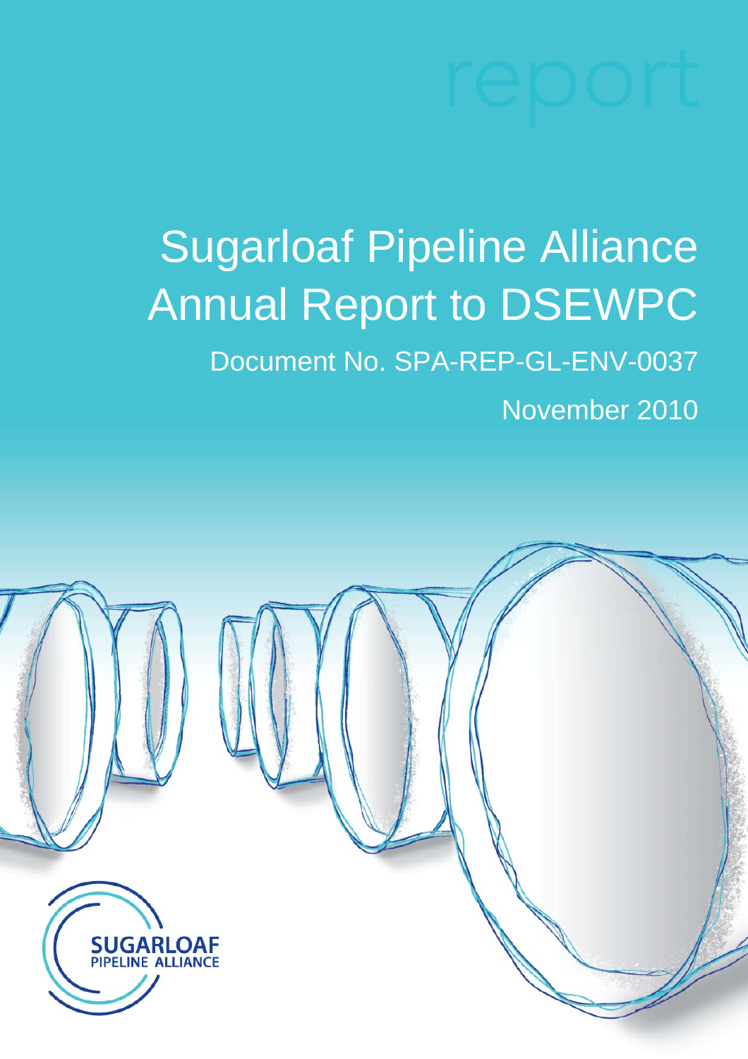report

# Sugarloaf Pipeline Alliance Annual Report to DSEWPC

Document No. SPA-REP-GL-ENV-0037

November 2010

SUGARLOAF PIPELINE ALLIANCE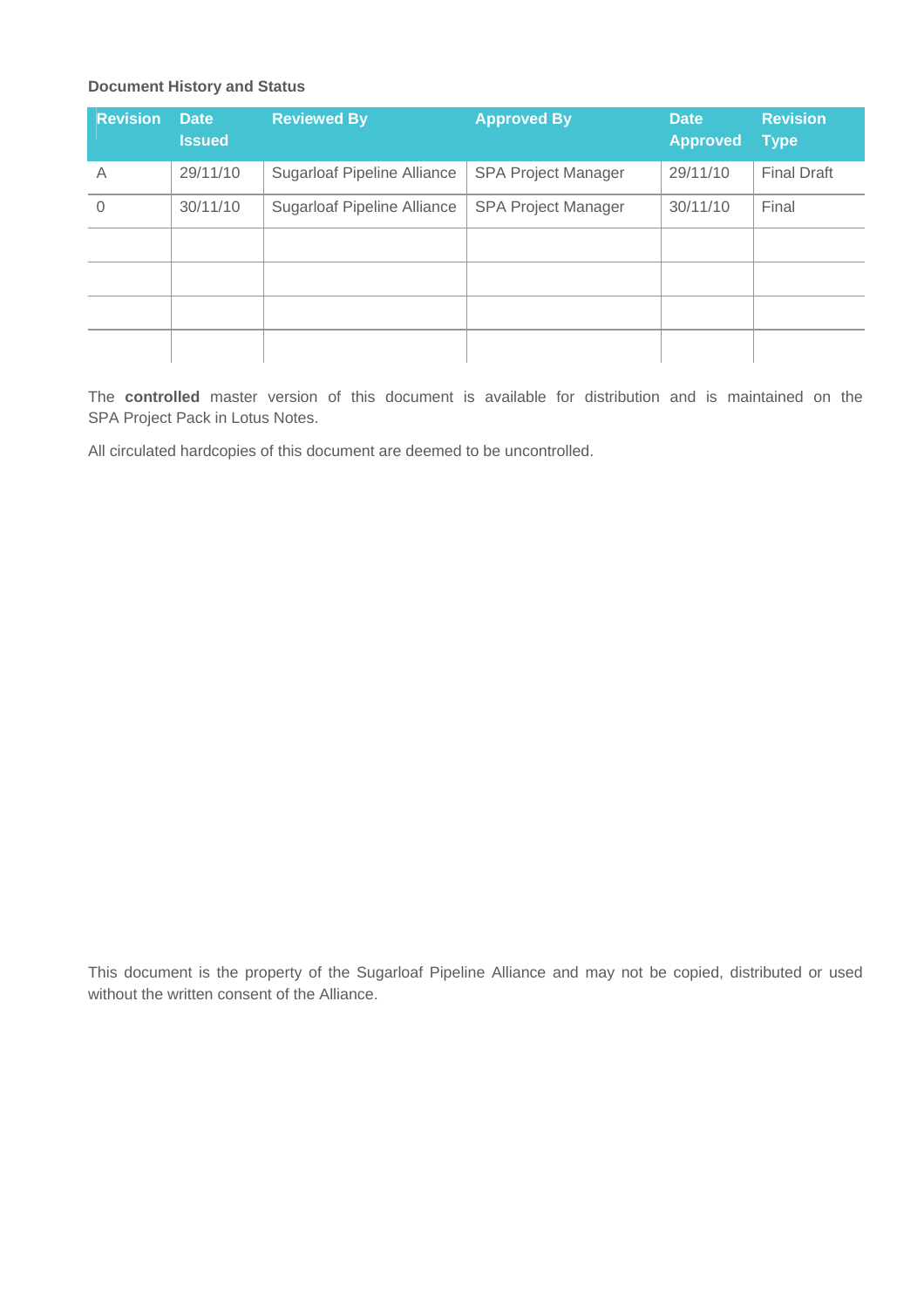**Document History and Status**

| Revision | Date Issued | Reviewed By | Approved By | Date Approved | Revision Type |
|---|---|---|---|---|---|
| A | 29/11/10 | Sugarloaf Pipeline Alliance | SPA Project Manager | 29/11/10 | Final Draft |
| 0 | 30/11/10 | Sugarloaf Pipeline Alliance | SPA Project Manager | 30/11/10 | Final |
| | | | | | |
| | | | | | |
| | | | | | |
| | | | | | |

The **controlled** master version of this document is available for distribution and is maintained on the SPA Project Pack in Lotus Notes.

All circulated hardcopies of this document are deemed to be uncontrolled.

This document is the property of the Sugarloaf Pipeline Alliance and may not be copied, distributed or used without the written consent of the Alliance.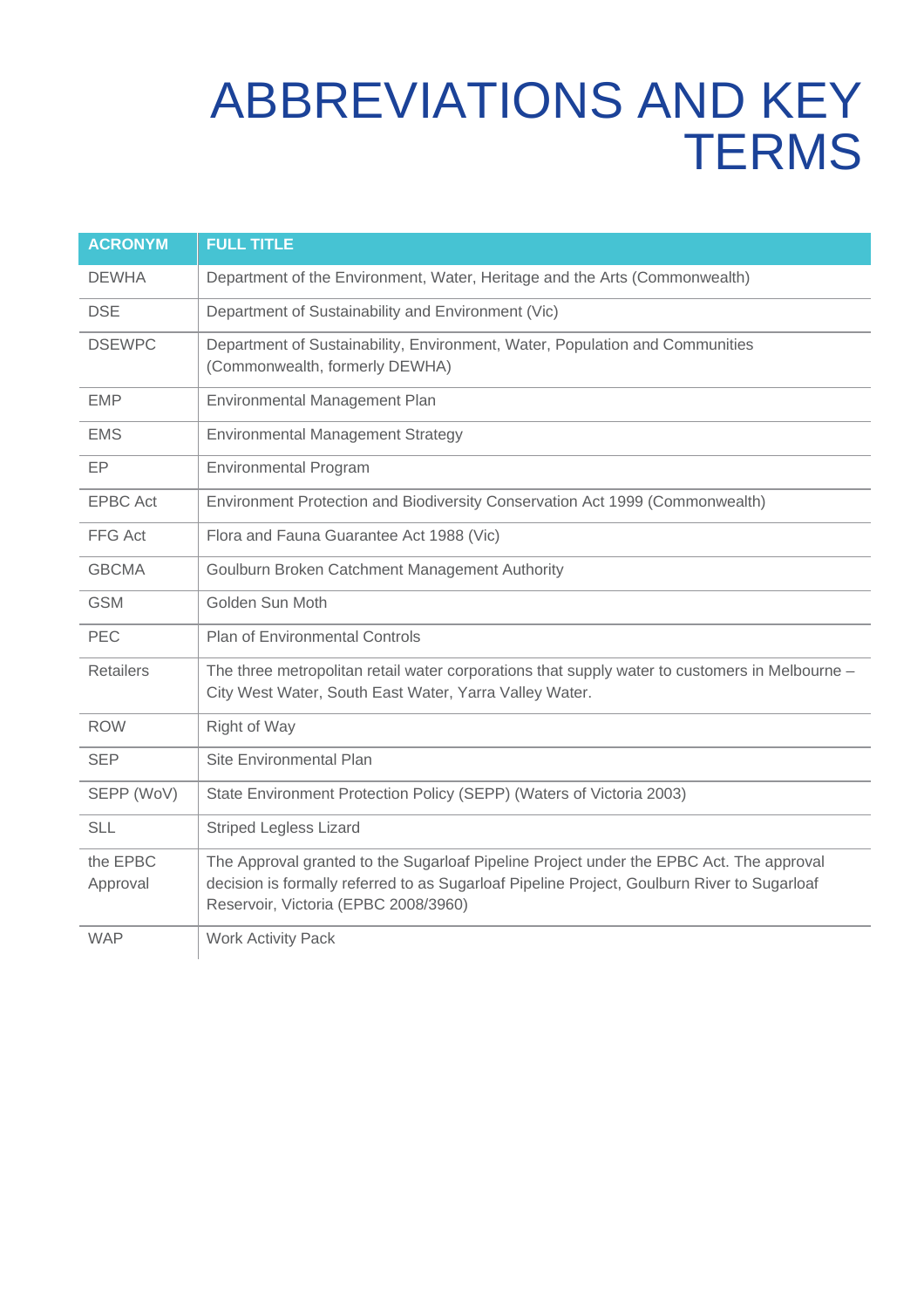# ABBREVIATIONS AND KEY TERMS

| ACRONYM | FULL TITLE |
|---|---|
| DEWHA | Department of the Environment, Water, Heritage and the Arts (Commonwealth) |
| DSE | Department of Sustainability and Environment (Vic) |
| DSEWPC | Department of Sustainability, Environment, Water, Population and Communities (Commonwealth, formerly DEWHA) |
| EMP | Environmental Management Plan |
| EMS | Environmental Management Strategy |
| EP | Environmental Program |
| EPBC Act | Environment Protection and Biodiversity Conservation Act 1999 (Commonwealth) |
| FFG Act | Flora and Fauna Guarantee Act 1988 (Vic) |
| GBCMA | Goulburn Broken Catchment Management Authority |
| GSM | Golden Sun Moth |
| PEC | Plan of Environmental Controls |
| Retailers | The three metropolitan retail water corporations that supply water to customers in Melbourne – City West Water, South East Water, Yarra Valley Water. |
| ROW | Right of Way |
| SEP | Site Environmental Plan |
| SEPP (WoV) | State Environment Protection Policy (SEPP) (Waters of Victoria 2003) |
| SLL | Striped Legless Lizard |
| the EPBC Approval | The Approval granted to the Sugarloaf Pipeline Project under the EPBC Act. The approval decision is formally referred to as Sugarloaf Pipeline Project, Goulburn River to Sugarloaf Reservoir, Victoria (EPBC 2008/3960) |
| WAP | Work Activity Pack |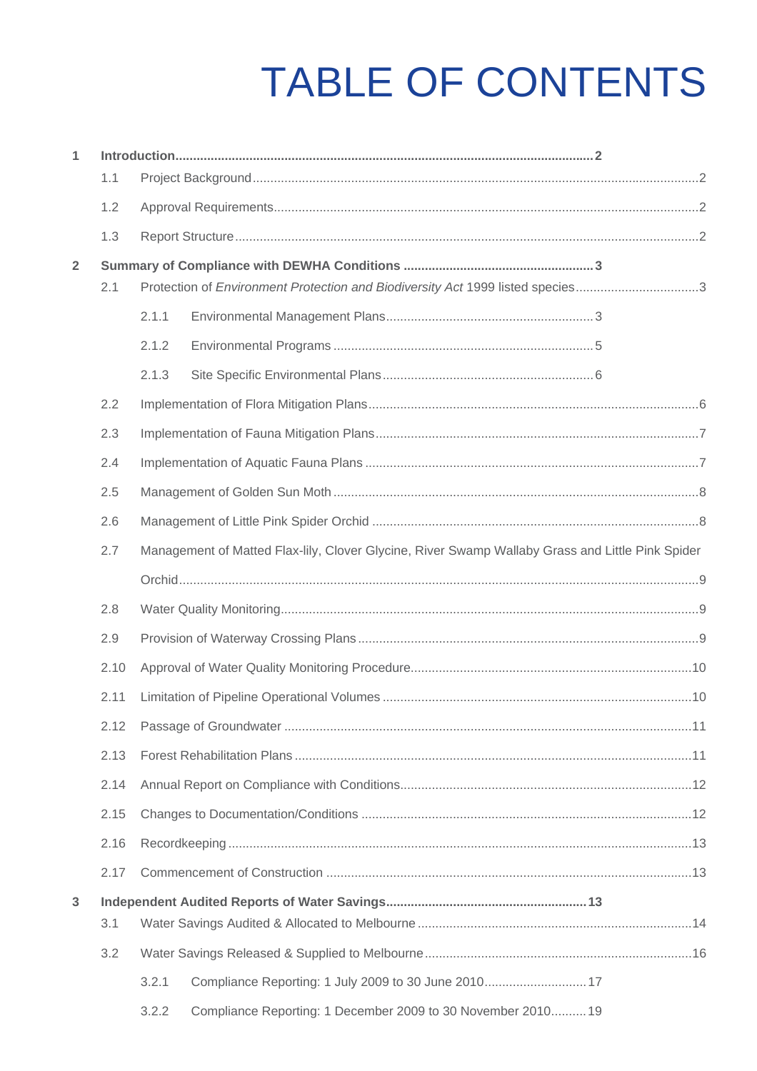# TABLE OF CONTENTS

1 **Introduction** ..... **2**
- 1.1 Project Background ..... 2
- 1.2 Approval Requirements ..... 2
- 1.3 Report Structure ..... 2

2 **Summary of Compliance with DEWHA Conditions** ..... **3**
- 2.1 Protection of *Environment Protection and Biodiversity Act* 1999 listed species ..... 3
  - 2.1.1 Environmental Management Plans ..... 3
  - 2.1.2 Environmental Programs ..... 5
  - 2.1.3 Site Specific Environmental Plans ..... 6
- 2.2 Implementation of Flora Mitigation Plans ..... 6
- 2.3 Implementation of Fauna Mitigation Plans ..... 7
- 2.4 Implementation of Aquatic Fauna Plans ..... 7
- 2.5 Management of Golden Sun Moth ..... 8
- 2.6 Management of Little Pink Spider Orchid ..... 8
- 2.7 Management of Matted Flax-lily, Clover Glycine, River Swamp Wallaby Grass and Little Pink Spider Orchid ..... 9
- 2.8 Water Quality Monitoring ..... 9
- 2.9 Provision of Waterway Crossing Plans ..... 9
- 2.10 Approval of Water Quality Monitoring Procedure ..... 10
- 2.11 Limitation of Pipeline Operational Volumes ..... 10
- 2.12 Passage of Groundwater ..... 11
- 2.13 Forest Rehabilitation Plans ..... 11
- 2.14 Annual Report on Compliance with Conditions ..... 12
- 2.15 Changes to Documentation/Conditions ..... 12
- 2.16 Recordkeeping ..... 13
- 2.17 Commencement of Construction ..... 13

3 **Independent Audited Reports of Water Savings** ..... **13**
- 3.1 Water Savings Audited & Allocated to Melbourne ..... 14
- 3.2 Water Savings Released & Supplied to Melbourne ..... 16
  - 3.2.1 Compliance Reporting: 1 July 2009 to 30 June 2010 ..... 17
  - 3.2.2 Compliance Reporting: 1 December 2009 to 30 November 2010 ..... 19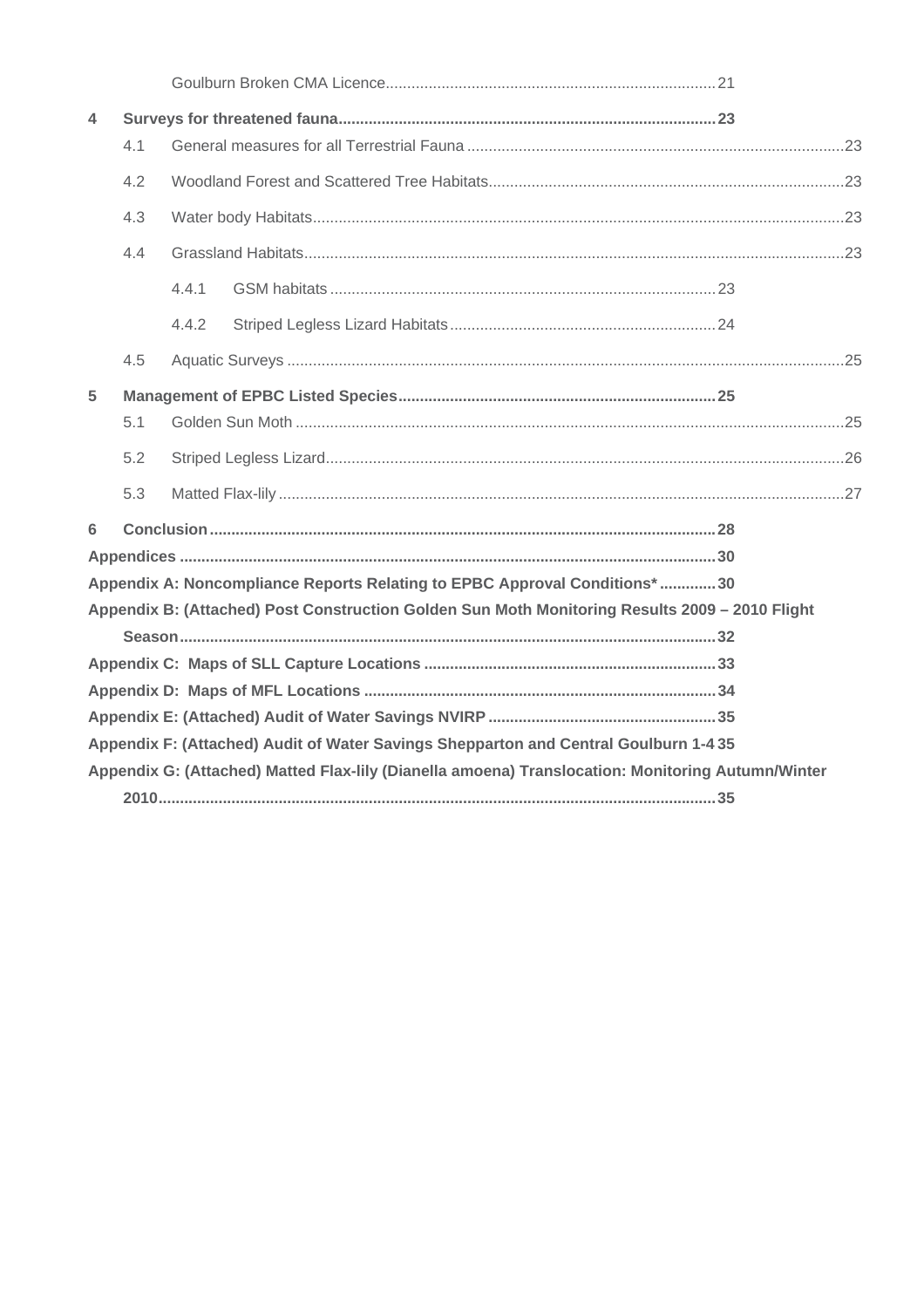Goulburn Broken CMA Licence ........................................................................... 21

**4 Surveys for threatened fauna ........................................................................... 23**

4.1 General measures for all Terrestrial Fauna ........................................................................... 23

4.2 Woodland Forest and Scattered Tree Habitats ........................................................................... 23

4.3 Water body Habitats ........................................................................... 23

4.4 Grassland Habitats ........................................................................... 23

4.4.1 GSM habitats ........................................................................... 23

4.4.2 Striped Legless Lizard Habitats ........................................................................... 24

4.5 Aquatic Surveys ........................................................................... 25

**5 Management of EPBC Listed Species ........................................................................... 25**

5.1 Golden Sun Moth ........................................................................... 25

5.2 Striped Legless Lizard ........................................................................... 26

5.3 Matted Flax-lily ........................................................................... 27

**6 Conclusion ........................................................................... 28**

**Appendices ........................................................................... 30**

**Appendix A: Noncompliance Reports Relating to EPBC Approval Conditions* ............. 30**

**Appendix B: (Attached) Post Construction Golden Sun Moth Monitoring Results 2009 – 2010 Flight Season ........................................................................... 32**

**Appendix C: Maps of SLL Capture Locations ........................................................................... 33**

**Appendix D: Maps of MFL Locations ........................................................................... 34**

**Appendix E: (Attached) Audit of Water Savings NVIRP ........................................................................... 35**

**Appendix F: (Attached) Audit of Water Savings Shepparton and Central Goulburn 1-4 35**

**Appendix G: (Attached) Matted Flax-lily (Dianella amoena) Translocation: Monitoring Autumn/Winter 2010 ........................................................................... 35**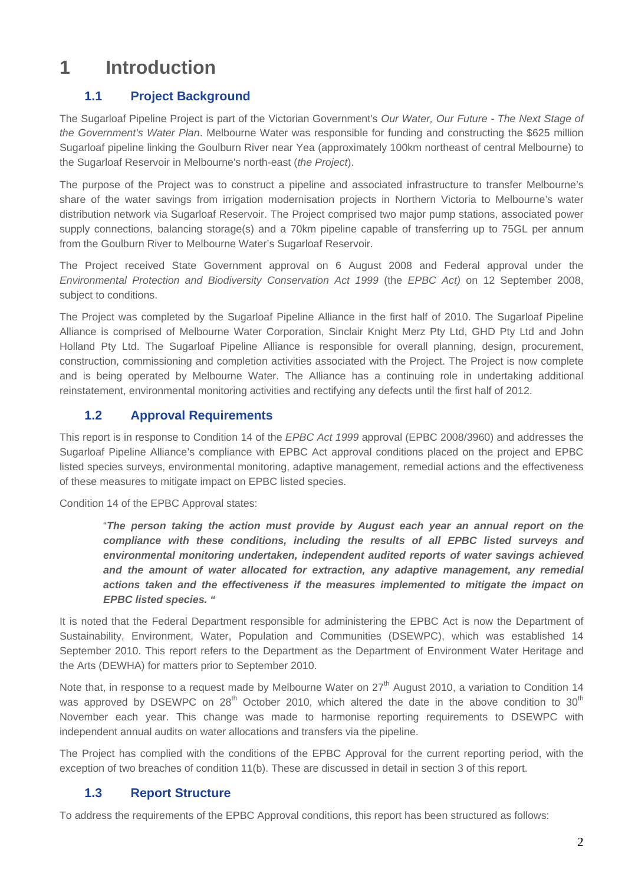# 1 Introduction

## 1.1 Project Background

The Sugarloaf Pipeline Project is part of the Victorian Government's *Our Water, Our Future - The Next Stage of the Government's Water Plan*. Melbourne Water was responsible for funding and constructing the $625 million Sugarloaf pipeline linking the Goulburn River near Yea (approximately 100km northeast of central Melbourne) to the Sugarloaf Reservoir in Melbourne's north-east (*the Project*).

The purpose of the Project was to construct a pipeline and associated infrastructure to transfer Melbourne's share of the water savings from irrigation modernisation projects in Northern Victoria to Melbourne's water distribution network via Sugarloaf Reservoir. The Project comprised two major pump stations, associated power supply connections, balancing storage(s) and a 70km pipeline capable of transferring up to 75GL per annum from the Goulburn River to Melbourne Water's Sugarloaf Reservoir.

The Project received State Government approval on 6 August 2008 and Federal approval under the *Environmental Protection and Biodiversity Conservation Act 1999* (the *EPBC Act)* on 12 September 2008, subject to conditions.

The Project was completed by the Sugarloaf Pipeline Alliance in the first half of 2010. The Sugarloaf Pipeline Alliance is comprised of Melbourne Water Corporation, Sinclair Knight Merz Pty Ltd, GHD Pty Ltd and John Holland Pty Ltd. The Sugarloaf Pipeline Alliance is responsible for overall planning, design, procurement, construction, commissioning and completion activities associated with the Project. The Project is now complete and is being operated by Melbourne Water. The Alliance has a continuing role in undertaking additional reinstatement, environmental monitoring activities and rectifying any defects until the first half of 2012.

## 1.2 Approval Requirements

This report is in response to Condition 14 of the *EPBC Act 1999* approval (EPBC 2008/3960) and addresses the Sugarloaf Pipeline Alliance's compliance with EPBC Act approval conditions placed on the project and EPBC listed species surveys, environmental monitoring, adaptive management, remedial actions and the effectiveness of these measures to mitigate impact on EPBC listed species.

Condition 14 of the EPBC Approval states:

> "***The person taking the action must provide by August each year an annual report on the compliance with these conditions, including the results of all EPBC listed surveys and environmental monitoring undertaken, independent audited reports of water savings achieved and the amount of water allocated for extraction, any adaptive management, any remedial actions taken and the effectiveness if the measures implemented to mitigate the impact on EPBC listed species. "***

It is noted that the Federal Department responsible for administering the EPBC Act is now the Department of Sustainability, Environment, Water, Population and Communities (DSEWPC), which was established 14 September 2010. This report refers to the Department as the Department of Environment Water Heritage and the Arts (DEWHA) for matters prior to September 2010.

Note that, in response to a request made by Melbourne Water on 27th August 2010, a variation to Condition 14 was approved by DSEWPC on 28th October 2010, which altered the date in the above condition to 30th November each year. This change was made to harmonise reporting requirements to DSEWPC with independent annual audits on water allocations and transfers via the pipeline.

The Project has complied with the conditions of the EPBC Approval for the current reporting period, with the exception of two breaches of condition 11(b). These are discussed in detail in section 3 of this report.

## 1.3 Report Structure

To address the requirements of the EPBC Approval conditions, this report has been structured as follows: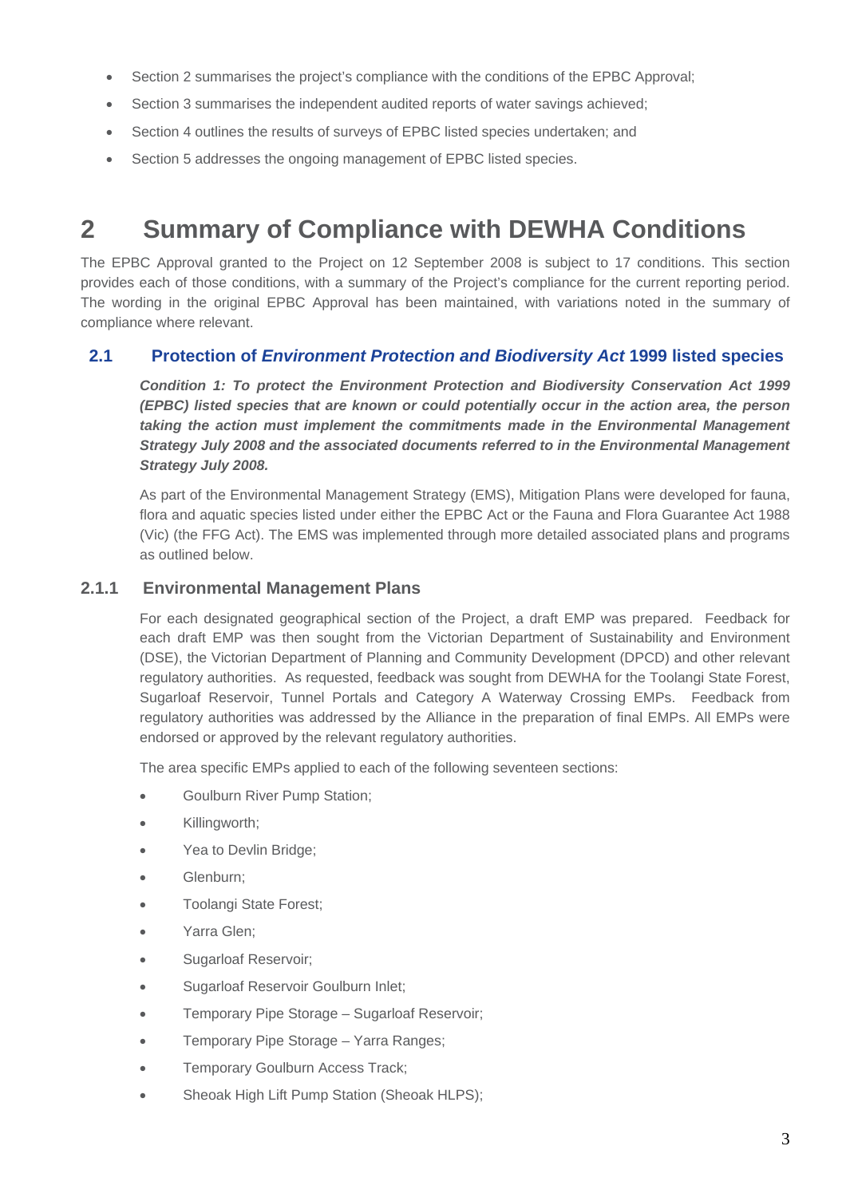- Section 2 summarises the project's compliance with the conditions of the EPBC Approval;
- Section 3 summarises the independent audited reports of water savings achieved;
- Section 4 outlines the results of surveys of EPBC listed species undertaken; and
- Section 5 addresses the ongoing management of EPBC listed species.

# 2 Summary of Compliance with DEWHA Conditions

The EPBC Approval granted to the Project on 12 September 2008 is subject to 17 conditions. This section provides each of those conditions, with a summary of the Project's compliance for the current reporting period. The wording in the original EPBC Approval has been maintained, with variations noted in the summary of compliance where relevant.

## 2.1 Protection of *Environment Protection and Biodiversity Act* 1999 listed species

***Condition 1: To protect the Environment Protection and Biodiversity Conservation Act 1999 (EPBC) listed species that are known or could potentially occur in the action area, the person taking the action must implement the commitments made in the Environmental Management Strategy July 2008 and the associated documents referred to in the Environmental Management Strategy July 2008.***

As part of the Environmental Management Strategy (EMS), Mitigation Plans were developed for fauna, flora and aquatic species listed under either the EPBC Act or the Fauna and Flora Guarantee Act 1988 (Vic) (the FFG Act). The EMS was implemented through more detailed associated plans and programs as outlined below.

### 2.1.1 Environmental Management Plans

For each designated geographical section of the Project, a draft EMP was prepared. Feedback for each draft EMP was then sought from the Victorian Department of Sustainability and Environment (DSE), the Victorian Department of Planning and Community Development (DPCD) and other relevant regulatory authorities. As requested, feedback was sought from DEWHA for the Toolangi State Forest, Sugarloaf Reservoir, Tunnel Portals and Category A Waterway Crossing EMPs. Feedback from regulatory authorities was addressed by the Alliance in the preparation of final EMPs. All EMPs were endorsed or approved by the relevant regulatory authorities.

The area specific EMPs applied to each of the following seventeen sections:

- Goulburn River Pump Station;
- Killingworth;
- Yea to Devlin Bridge;
- Glenburn;
- Toolangi State Forest;
- Yarra Glen;
- Sugarloaf Reservoir;
- Sugarloaf Reservoir Goulburn Inlet;
- Temporary Pipe Storage – Sugarloaf Reservoir;
- Temporary Pipe Storage – Yarra Ranges;
- Temporary Goulburn Access Track;
- Sheoak High Lift Pump Station (Sheoak HLPS);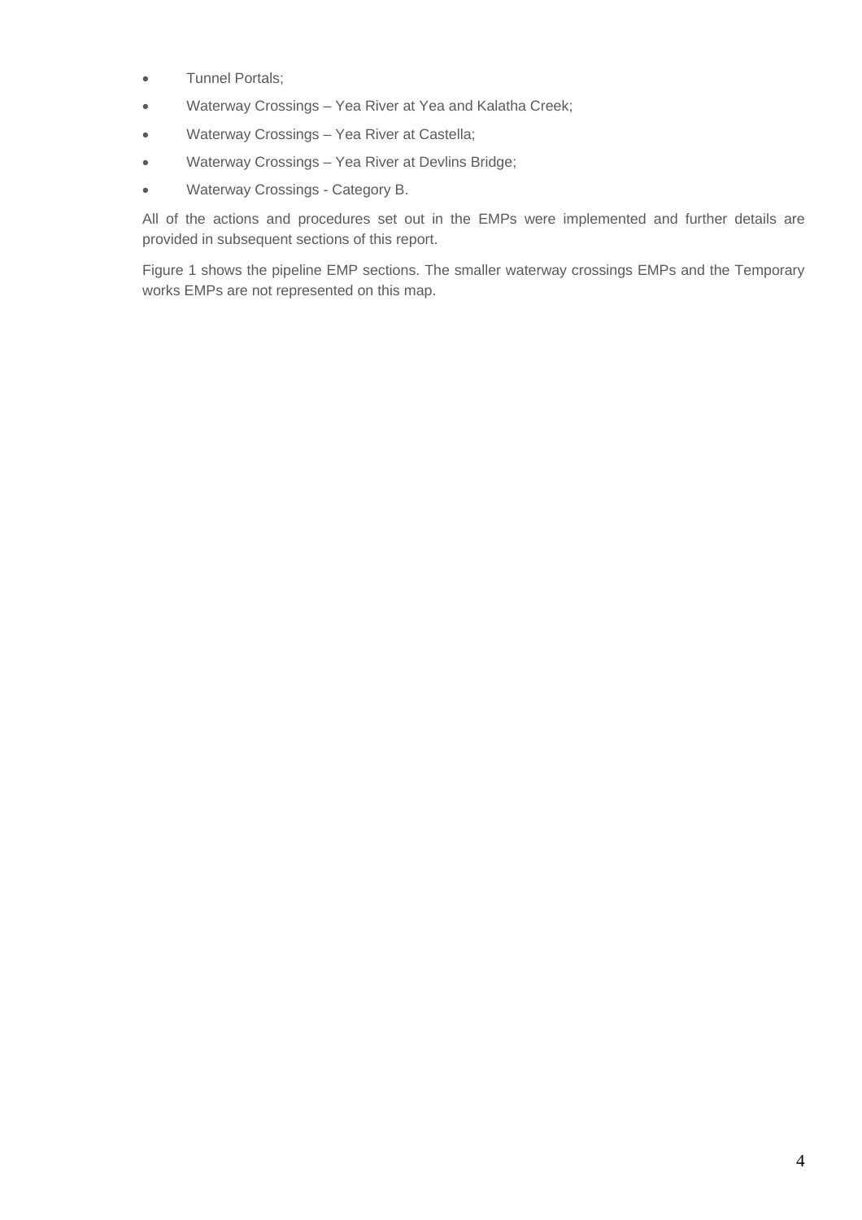- Tunnel Portals;
- Waterway Crossings – Yea River at Yea and Kalatha Creek;
- Waterway Crossings – Yea River at Castella;
- Waterway Crossings – Yea River at Devlins Bridge;
- Waterway Crossings - Category B.

All of the actions and procedures set out in the EMPs were implemented and further details are provided in subsequent sections of this report.

Figure 1 shows the pipeline EMP sections. The smaller waterway crossings EMPs and the Temporary works EMPs are not represented on this map.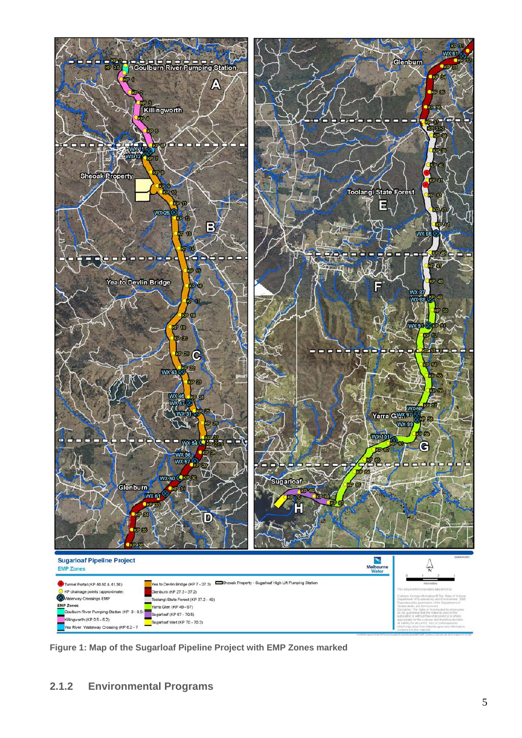Figure 1: Map of the Sugarloaf Pipeline Project with EMP Zones marked

### 2.1.2 Environmental Programs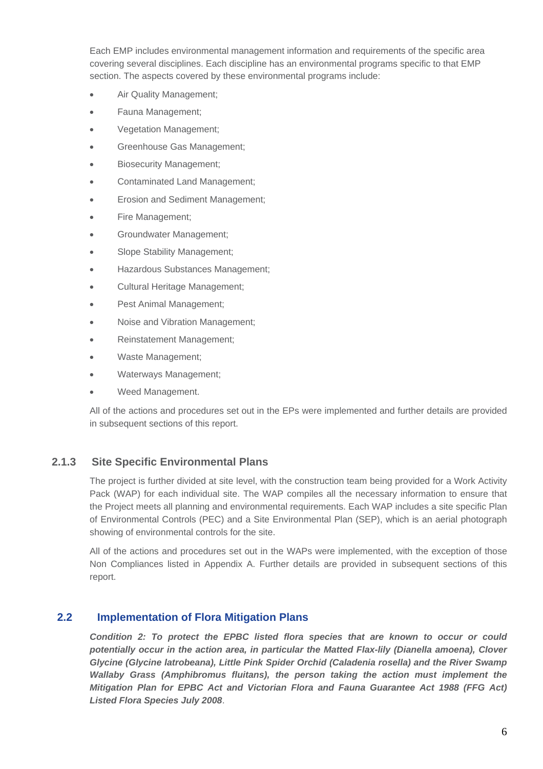Each EMP includes environmental management information and requirements of the specific area covering several disciplines. Each discipline has an environmental programs specific to that EMP section. The aspects covered by these environmental programs include:

- Air Quality Management;
- Fauna Management;
- Vegetation Management;
- Greenhouse Gas Management;
- Biosecurity Management;
- Contaminated Land Management;
- Erosion and Sediment Management;
- Fire Management;
- Groundwater Management;
- Slope Stability Management;
- Hazardous Substances Management;
- Cultural Heritage Management;
- Pest Animal Management;
- Noise and Vibration Management;
- Reinstatement Management;
- Waste Management;
- Waterways Management;
- Weed Management.

All of the actions and procedures set out in the EPs were implemented and further details are provided in subsequent sections of this report.

### 2.1.3 Site Specific Environmental Plans

The project is further divided at site level, with the construction team being provided for a Work Activity Pack (WAP) for each individual site. The WAP compiles all the necessary information to ensure that the Project meets all planning and environmental requirements. Each WAP includes a site specific Plan of Environmental Controls (PEC) and a Site Environmental Plan (SEP), which is an aerial photograph showing of environmental controls for the site.

All of the actions and procedures set out in the WAPs were implemented, with the exception of those Non Compliances listed in Appendix A. Further details are provided in subsequent sections of this report.

## 2.2 Implementation of Flora Mitigation Plans

***Condition 2: To protect the EPBC listed flora species that are known to occur or could potentially occur in the action area, in particular the Matted Flax-lily (Dianella amoena), Clover Glycine (Glycine latrobeana), Little Pink Spider Orchid (Caladenia rosella) and the River Swamp Wallaby Grass (Amphibromus fluitans), the person taking the action must implement the Mitigation Plan for EPBC Act and Victorian Flora and Fauna Guarantee Act 1988 (FFG Act) Listed Flora Species July 2008***.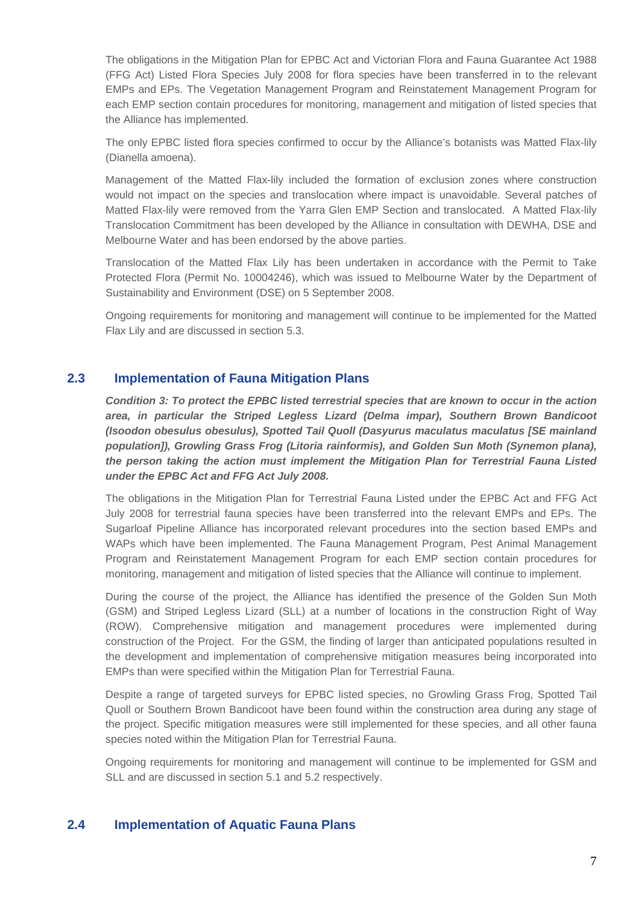The obligations in the Mitigation Plan for EPBC Act and Victorian Flora and Fauna Guarantee Act 1988 (FFG Act) Listed Flora Species July 2008 for flora species have been transferred in to the relevant EMPs and EPs. The Vegetation Management Program and Reinstatement Management Program for each EMP section contain procedures for monitoring, management and mitigation of listed species that the Alliance has implemented.

The only EPBC listed flora species confirmed to occur by the Alliance's botanists was Matted Flax-lily (Dianella amoena).

Management of the Matted Flax-lily included the formation of exclusion zones where construction would not impact on the species and translocation where impact is unavoidable. Several patches of Matted Flax-lily were removed from the Yarra Glen EMP Section and translocated. A Matted Flax-lily Translocation Commitment has been developed by the Alliance in consultation with DEWHA, DSE and Melbourne Water and has been endorsed by the above parties.

Translocation of the Matted Flax Lily has been undertaken in accordance with the Permit to Take Protected Flora (Permit No. 10004246), which was issued to Melbourne Water by the Department of Sustainability and Environment (DSE) on 5 September 2008.

Ongoing requirements for monitoring and management will continue to be implemented for the Matted Flax Lily and are discussed in section 5.3.

## 2.3 Implementation of Fauna Mitigation Plans

***Condition 3: To protect the EPBC listed terrestrial species that are known to occur in the action area, in particular the Striped Legless Lizard (Delma impar), Southern Brown Bandicoot (Isoodon obesulus obesulus), Spotted Tail Quoll (Dasyurus maculatus maculatus [SE mainland population]), Growling Grass Frog (Litoria rainformis), and Golden Sun Moth (Synemon plana), the person taking the action must implement the Mitigation Plan for Terrestrial Fauna Listed under the EPBC Act and FFG Act July 2008.***

The obligations in the Mitigation Plan for Terrestrial Fauna Listed under the EPBC Act and FFG Act July 2008 for terrestrial fauna species have been transferred into the relevant EMPs and EPs. The Sugarloaf Pipeline Alliance has incorporated relevant procedures into the section based EMPs and WAPs which have been implemented. The Fauna Management Program, Pest Animal Management Program and Reinstatement Management Program for each EMP section contain procedures for monitoring, management and mitigation of listed species that the Alliance will continue to implement.

During the course of the project, the Alliance has identified the presence of the Golden Sun Moth (GSM) and Striped Legless Lizard (SLL) at a number of locations in the construction Right of Way (ROW). Comprehensive mitigation and management procedures were implemented during construction of the Project. For the GSM, the finding of larger than anticipated populations resulted in the development and implementation of comprehensive mitigation measures being incorporated into EMPs than were specified within the Mitigation Plan for Terrestrial Fauna.

Despite a range of targeted surveys for EPBC listed species, no Growling Grass Frog, Spotted Tail Quoll or Southern Brown Bandicoot have been found within the construction area during any stage of the project. Specific mitigation measures were still implemented for these species, and all other fauna species noted within the Mitigation Plan for Terrestrial Fauna.

Ongoing requirements for monitoring and management will continue to be implemented for GSM and SLL and are discussed in section 5.1 and 5.2 respectively.

## 2.4 Implementation of Aquatic Fauna Plans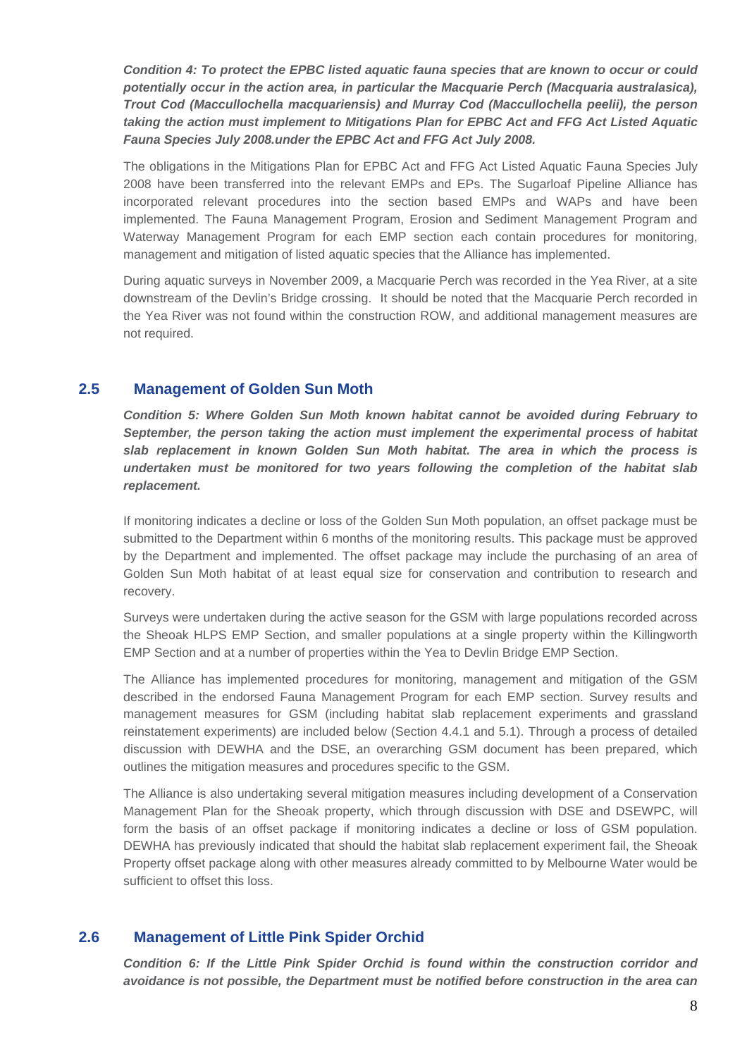***Condition 4: To protect the EPBC listed aquatic fauna species that are known to occur or could potentially occur in the action area, in particular the Macquarie Perch (Macquaria australasica), Trout Cod (Maccullochella macquariensis) and Murray Cod (Maccullochella peelii), the person taking the action must implement to Mitigations Plan for EPBC Act and FFG Act Listed Aquatic Fauna Species July 2008.under the EPBC Act and FFG Act July 2008.***

The obligations in the Mitigations Plan for EPBC Act and FFG Act Listed Aquatic Fauna Species July 2008 have been transferred into the relevant EMPs and EPs. The Sugarloaf Pipeline Alliance has incorporated relevant procedures into the section based EMPs and WAPs and have been implemented. The Fauna Management Program, Erosion and Sediment Management Program and Waterway Management Program for each EMP section each contain procedures for monitoring, management and mitigation of listed aquatic species that the Alliance has implemented.

During aquatic surveys in November 2009, a Macquarie Perch was recorded in the Yea River, at a site downstream of the Devlin's Bridge crossing. It should be noted that the Macquarie Perch recorded in the Yea River was not found within the construction ROW, and additional management measures are not required.

## 2.5 Management of Golden Sun Moth

***Condition 5: Where Golden Sun Moth known habitat cannot be avoided during February to September, the person taking the action must implement the experimental process of habitat slab replacement in known Golden Sun Moth habitat. The area in which the process is undertaken must be monitored for two years following the completion of the habitat slab replacement.***

If monitoring indicates a decline or loss of the Golden Sun Moth population, an offset package must be submitted to the Department within 6 months of the monitoring results. This package must be approved by the Department and implemented. The offset package may include the purchasing of an area of Golden Sun Moth habitat of at least equal size for conservation and contribution to research and recovery.

Surveys were undertaken during the active season for the GSM with large populations recorded across the Sheoak HLPS EMP Section, and smaller populations at a single property within the Killingworth EMP Section and at a number of properties within the Yea to Devlin Bridge EMP Section.

The Alliance has implemented procedures for monitoring, management and mitigation of the GSM described in the endorsed Fauna Management Program for each EMP section. Survey results and management measures for GSM (including habitat slab replacement experiments and grassland reinstatement experiments) are included below (Section 4.4.1 and 5.1). Through a process of detailed discussion with DEWHA and the DSE, an overarching GSM document has been prepared, which outlines the mitigation measures and procedures specific to the GSM.

The Alliance is also undertaking several mitigation measures including development of a Conservation Management Plan for the Sheoak property, which through discussion with DSE and DSEWPC, will form the basis of an offset package if monitoring indicates a decline or loss of GSM population. DEWHA has previously indicated that should the habitat slab replacement experiment fail, the Sheoak Property offset package along with other measures already committed to by Melbourne Water would be sufficient to offset this loss.

## 2.6 Management of Little Pink Spider Orchid

***Condition 6: If the Little Pink Spider Orchid is found within the construction corridor and avoidance is not possible, the Department must be notified before construction in the area can***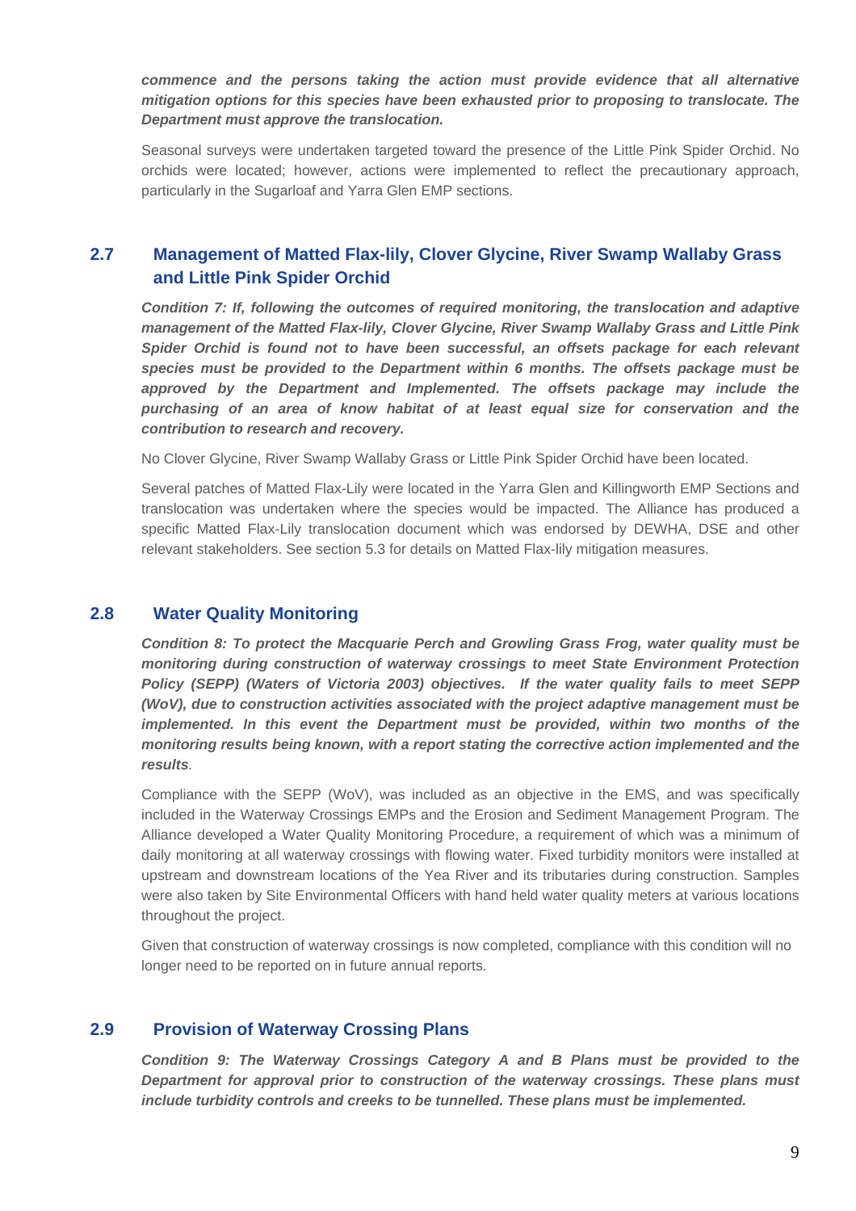***commence and the persons taking the action must provide evidence that all alternative mitigation options for this species have been exhausted prior to proposing to translocate. The Department must approve the translocation.***

Seasonal surveys were undertaken targeted toward the presence of the Little Pink Spider Orchid. No orchids were located; however, actions were implemented to reflect the precautionary approach, particularly in the Sugarloaf and Yarra Glen EMP sections.

## 2.7 Management of Matted Flax-lily, Clover Glycine, River Swamp Wallaby Grass and Little Pink Spider Orchid

***Condition 7: If, following the outcomes of required monitoring, the translocation and adaptive management of the Matted Flax-lily, Clover Glycine, River Swamp Wallaby Grass and Little Pink Spider Orchid is found not to have been successful, an offsets package for each relevant species must be provided to the Department within 6 months. The offsets package must be approved by the Department and Implemented. The offsets package may include the purchasing of an area of know habitat of at least equal size for conservation and the contribution to research and recovery.***

No Clover Glycine, River Swamp Wallaby Grass or Little Pink Spider Orchid have been located.

Several patches of Matted Flax-Lily were located in the Yarra Glen and Killingworth EMP Sections and translocation was undertaken where the species would be impacted. The Alliance has produced a specific Matted Flax-Lily translocation document which was endorsed by DEWHA, DSE and other relevant stakeholders. See section 5.3 for details on Matted Flax-lily mitigation measures.

## 2.8 Water Quality Monitoring

***Condition 8: To protect the Macquarie Perch and Growling Grass Frog, water quality must be monitoring during construction of waterway crossings to meet State Environment Protection Policy (SEPP) (Waters of Victoria 2003) objectives. If the water quality fails to meet SEPP (WoV), due to construction activities associated with the project adaptive management must be implemented. In this event the Department must be provided, within two months of the monitoring results being known, with a report stating the corrective action implemented and the results***.

Compliance with the SEPP (WoV), was included as an objective in the EMS, and was specifically included in the Waterway Crossings EMPs and the Erosion and Sediment Management Program. The Alliance developed a Water Quality Monitoring Procedure, a requirement of which was a minimum of daily monitoring at all waterway crossings with flowing water. Fixed turbidity monitors were installed at upstream and downstream locations of the Yea River and its tributaries during construction. Samples were also taken by Site Environmental Officers with hand held water quality meters at various locations throughout the project.

Given that construction of waterway crossings is now completed, compliance with this condition will no longer need to be reported on in future annual reports.

## 2.9 Provision of Waterway Crossing Plans

***Condition 9: The Waterway Crossings Category A and B Plans must be provided to the Department for approval prior to construction of the waterway crossings. These plans must include turbidity controls and creeks to be tunnelled. These plans must be implemented.***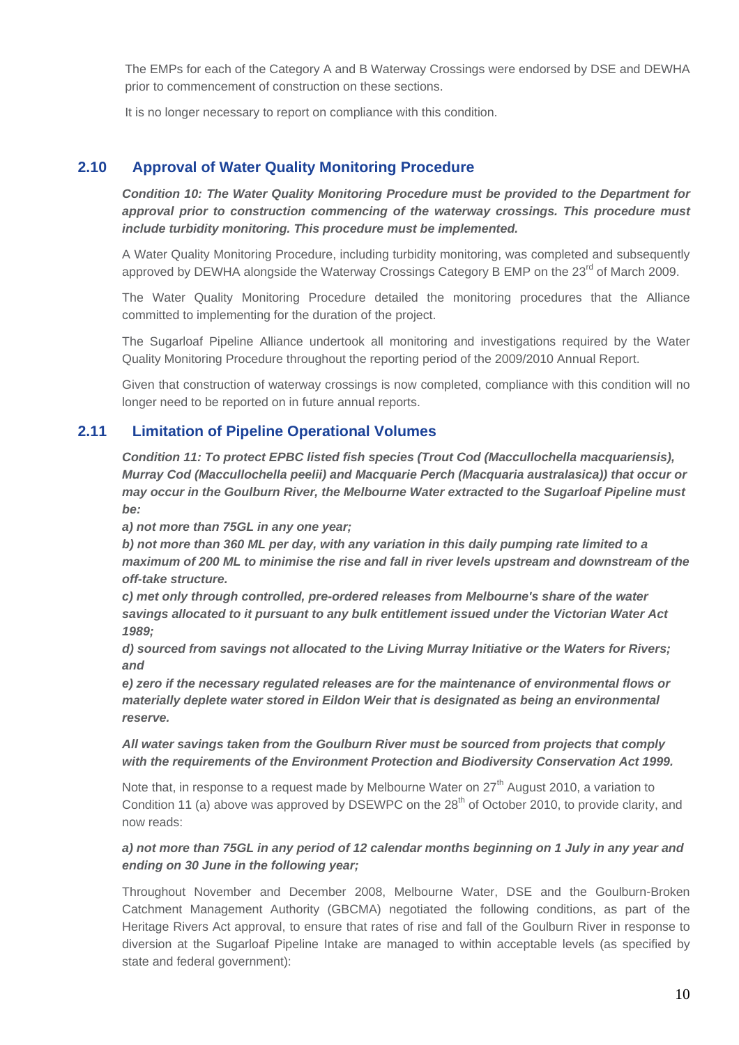The EMPs for each of the Category A and B Waterway Crossings were endorsed by DSE and DEWHA prior to commencement of construction on these sections.

It is no longer necessary to report on compliance with this condition.

## 2.10 Approval of Water Quality Monitoring Procedure

***Condition 10: The Water Quality Monitoring Procedure must be provided to the Department for approval prior to construction commencing of the waterway crossings. This procedure must include turbidity monitoring. This procedure must be implemented.***

A Water Quality Monitoring Procedure, including turbidity monitoring, was completed and subsequently approved by DEWHA alongside the Waterway Crossings Category B EMP on the 23rd of March 2009.

The Water Quality Monitoring Procedure detailed the monitoring procedures that the Alliance committed to implementing for the duration of the project.

The Sugarloaf Pipeline Alliance undertook all monitoring and investigations required by the Water Quality Monitoring Procedure throughout the reporting period of the 2009/2010 Annual Report.

Given that construction of waterway crossings is now completed, compliance with this condition will no longer need to be reported on in future annual reports.

## 2.11 Limitation of Pipeline Operational Volumes

***Condition 11: To protect EPBC listed fish species (Trout Cod (Maccullochella macquariensis), Murray Cod (Maccullochella peelii) and Macquarie Perch (Macquaria australasica)) that occur or may occur in the Goulburn River, the Melbourne Water extracted to the Sugarloaf Pipeline must be:***

***a) not more than 75GL in any one year;***

***b) not more than 360 ML per day, with any variation in this daily pumping rate limited to a maximum of 200 ML to minimise the rise and fall in river levels upstream and downstream of the off-take structure.***

***c) met only through controlled, pre-ordered releases from Melbourne's share of the water savings allocated to it pursuant to any bulk entitlement issued under the Victorian Water Act 1989;***

***d) sourced from savings not allocated to the Living Murray Initiative or the Waters for Rivers; and***

***e) zero if the necessary regulated releases are for the maintenance of environmental flows or materially deplete water stored in Eildon Weir that is designated as being an environmental reserve.***

***All water savings taken from the Goulburn River must be sourced from projects that comply with the requirements of the Environment Protection and Biodiversity Conservation Act 1999.***

Note that, in response to a request made by Melbourne Water on 27th August 2010, a variation to Condition 11 (a) above was approved by DSEWPC on the 28th of October 2010, to provide clarity, and now reads:

***a) not more than 75GL in any period of 12 calendar months beginning on 1 July in any year and ending on 30 June in the following year;***

Throughout November and December 2008, Melbourne Water, DSE and the Goulburn-Broken Catchment Management Authority (GBCMA) negotiated the following conditions, as part of the Heritage Rivers Act approval, to ensure that rates of rise and fall of the Goulburn River in response to diversion at the Sugarloaf Pipeline Intake are managed to within acceptable levels (as specified by state and federal government):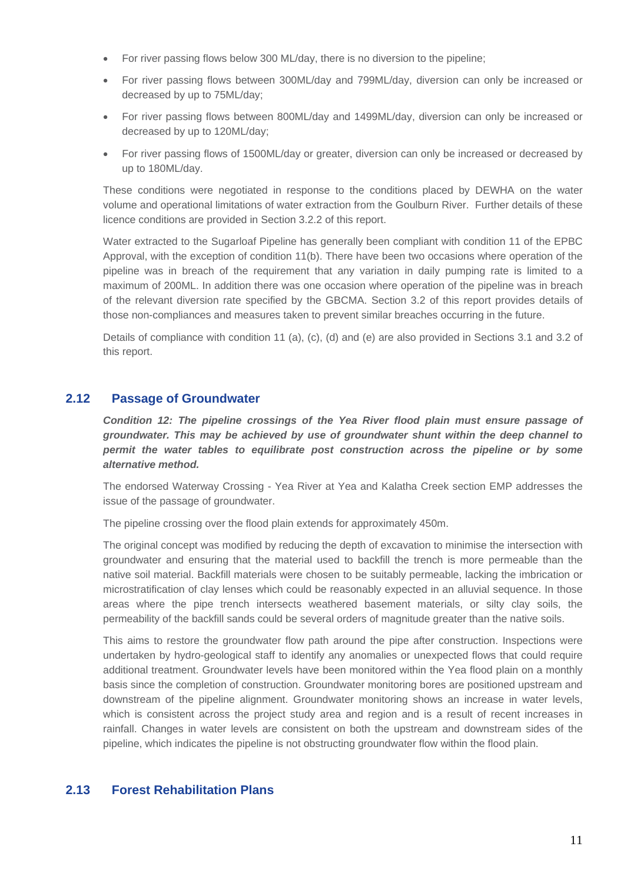- For river passing flows below 300 ML/day, there is no diversion to the pipeline;
- For river passing flows between 300ML/day and 799ML/day, diversion can only be increased or decreased by up to 75ML/day;
- For river passing flows between 800ML/day and 1499ML/day, diversion can only be increased or decreased by up to 120ML/day;
- For river passing flows of 1500ML/day or greater, diversion can only be increased or decreased by up to 180ML/day.

These conditions were negotiated in response to the conditions placed by DEWHA on the water volume and operational limitations of water extraction from the Goulburn River. Further details of these licence conditions are provided in Section 3.2.2 of this report.

Water extracted to the Sugarloaf Pipeline has generally been compliant with condition 11 of the EPBC Approval, with the exception of condition 11(b). There have been two occasions where operation of the pipeline was in breach of the requirement that any variation in daily pumping rate is limited to a maximum of 200ML. In addition there was one occasion where operation of the pipeline was in breach of the relevant diversion rate specified by the GBCMA. Section 3.2 of this report provides details of those non-compliances and measures taken to prevent similar breaches occurring in the future.

Details of compliance with condition 11 (a), (c), (d) and (e) are also provided in Sections 3.1 and 3.2 of this report.

## 2.12 Passage of Groundwater

***Condition 12: The pipeline crossings of the Yea River flood plain must ensure passage of groundwater. This may be achieved by use of groundwater shunt within the deep channel to permit the water tables to equilibrate post construction across the pipeline or by some alternative method.***

The endorsed Waterway Crossing - Yea River at Yea and Kalatha Creek section EMP addresses the issue of the passage of groundwater.

The pipeline crossing over the flood plain extends for approximately 450m.

The original concept was modified by reducing the depth of excavation to minimise the intersection with groundwater and ensuring that the material used to backfill the trench is more permeable than the native soil material. Backfill materials were chosen to be suitably permeable, lacking the imbrication or microstratification of clay lenses which could be reasonably expected in an alluvial sequence. In those areas where the pipe trench intersects weathered basement materials, or silty clay soils, the permeability of the backfill sands could be several orders of magnitude greater than the native soils.

This aims to restore the groundwater flow path around the pipe after construction. Inspections were undertaken by hydro-geological staff to identify any anomalies or unexpected flows that could require additional treatment. Groundwater levels have been monitored within the Yea flood plain on a monthly basis since the completion of construction. Groundwater monitoring bores are positioned upstream and downstream of the pipeline alignment. Groundwater monitoring shows an increase in water levels, which is consistent across the project study area and region and is a result of recent increases in rainfall. Changes in water levels are consistent on both the upstream and downstream sides of the pipeline, which indicates the pipeline is not obstructing groundwater flow within the flood plain.

## 2.13 Forest Rehabilitation Plans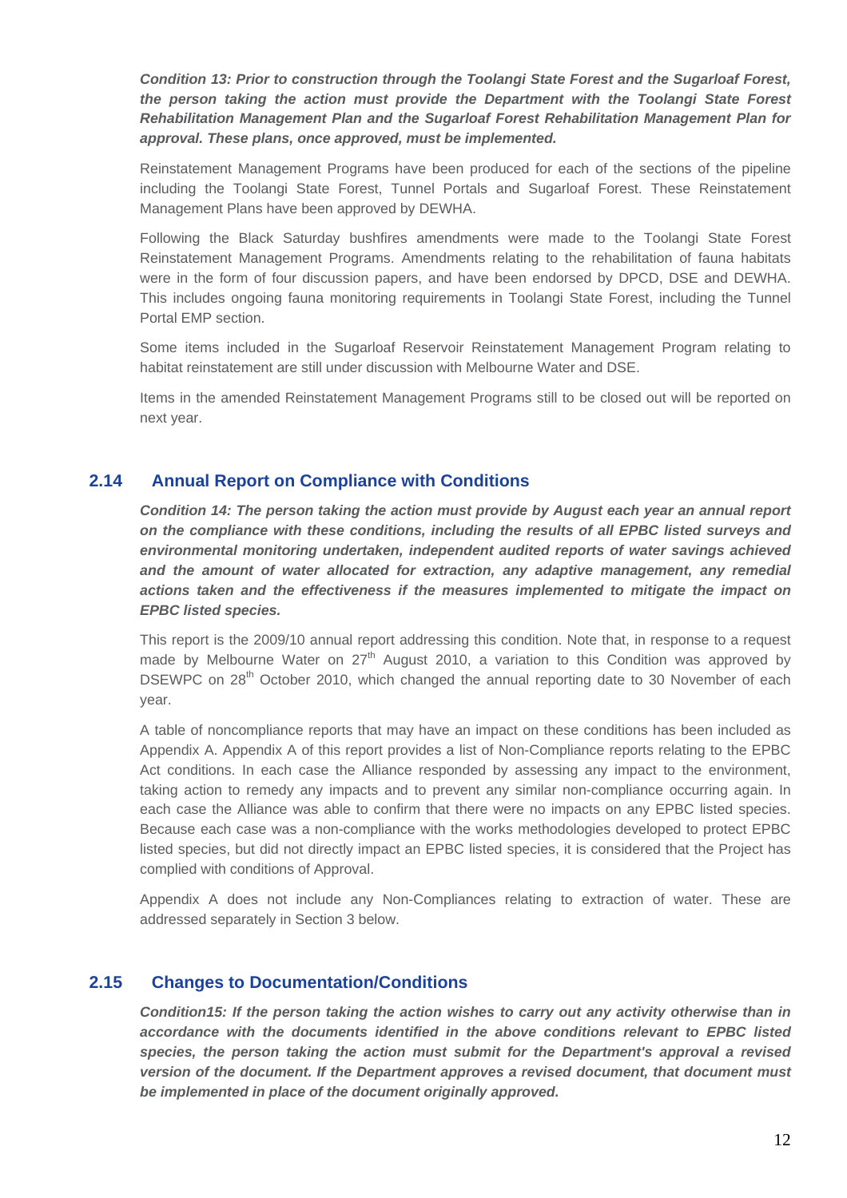***Condition 13: Prior to construction through the Toolangi State Forest and the Sugarloaf Forest, the person taking the action must provide the Department with the Toolangi State Forest Rehabilitation Management Plan and the Sugarloaf Forest Rehabilitation Management Plan for approval. These plans, once approved, must be implemented.***

Reinstatement Management Programs have been produced for each of the sections of the pipeline including the Toolangi State Forest, Tunnel Portals and Sugarloaf Forest. These Reinstatement Management Plans have been approved by DEWHA.

Following the Black Saturday bushfires amendments were made to the Toolangi State Forest Reinstatement Management Programs. Amendments relating to the rehabilitation of fauna habitats were in the form of four discussion papers, and have been endorsed by DPCD, DSE and DEWHA. This includes ongoing fauna monitoring requirements in Toolangi State Forest, including the Tunnel Portal EMP section.

Some items included in the Sugarloaf Reservoir Reinstatement Management Program relating to habitat reinstatement are still under discussion with Melbourne Water and DSE.

Items in the amended Reinstatement Management Programs still to be closed out will be reported on next year.

## 2.14 Annual Report on Compliance with Conditions

***Condition 14: The person taking the action must provide by August each year an annual report on the compliance with these conditions, including the results of all EPBC listed surveys and environmental monitoring undertaken, independent audited reports of water savings achieved and the amount of water allocated for extraction, any adaptive management, any remedial actions taken and the effectiveness if the measures implemented to mitigate the impact on EPBC listed species.***

This report is the 2009/10 annual report addressing this condition. Note that, in response to a request made by Melbourne Water on 27th August 2010, a variation to this Condition was approved by DSEWPC on 28th October 2010, which changed the annual reporting date to 30 November of each year.

A table of noncompliance reports that may have an impact on these conditions has been included as Appendix A. Appendix A of this report provides a list of Non-Compliance reports relating to the EPBC Act conditions. In each case the Alliance responded by assessing any impact to the environment, taking action to remedy any impacts and to prevent any similar non-compliance occurring again. In each case the Alliance was able to confirm that there were no impacts on any EPBC listed species. Because each case was a non-compliance with the works methodologies developed to protect EPBC listed species, but did not directly impact an EPBC listed species, it is considered that the Project has complied with conditions of Approval.

Appendix A does not include any Non-Compliances relating to extraction of water. These are addressed separately in Section 3 below.

## 2.15 Changes to Documentation/Conditions

***Condition15: If the person taking the action wishes to carry out any activity otherwise than in accordance with the documents identified in the above conditions relevant to EPBC listed species, the person taking the action must submit for the Department's approval a revised version of the document. If the Department approves a revised document, that document must be implemented in place of the document originally approved.***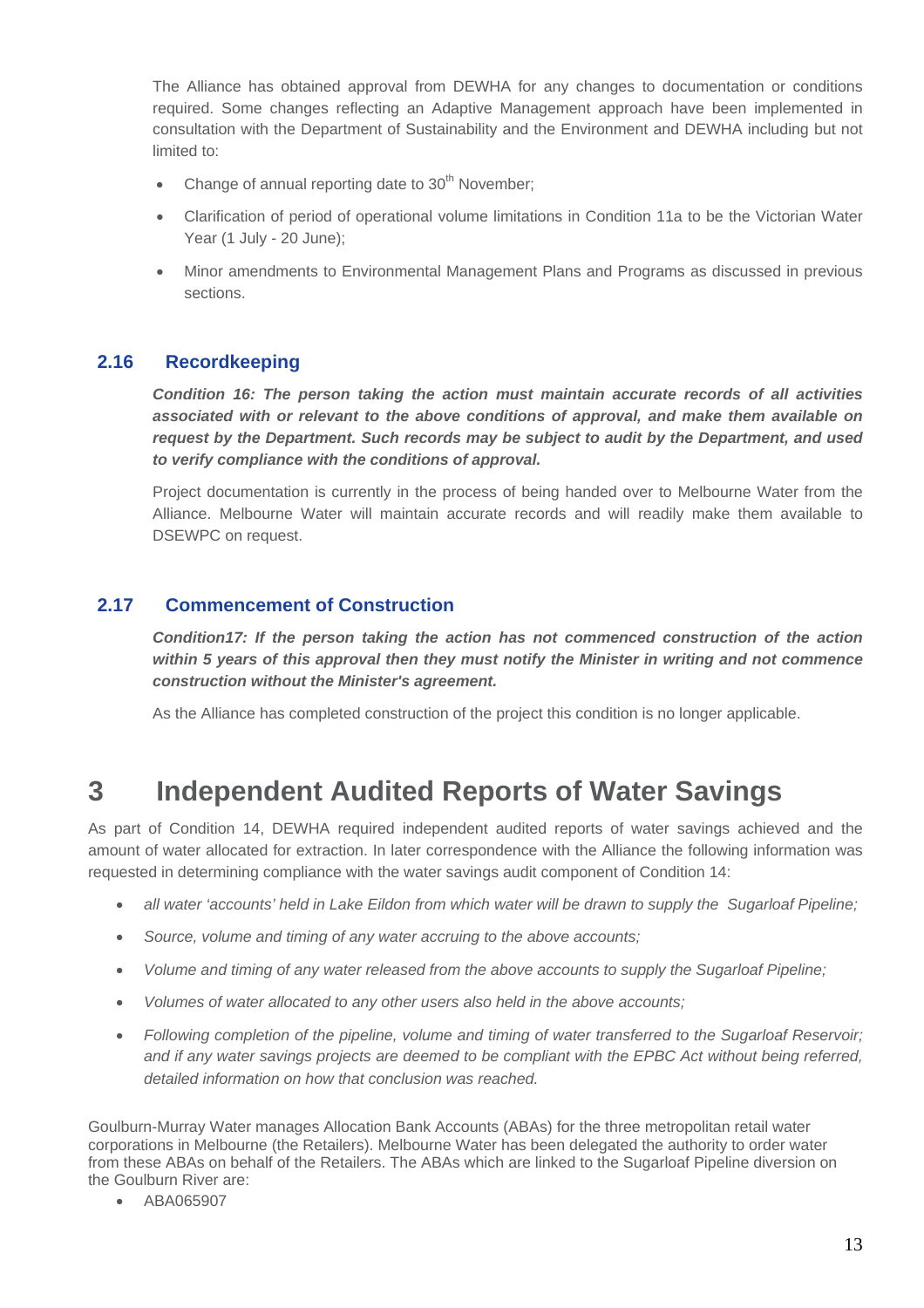The Alliance has obtained approval from DEWHA for any changes to documentation or conditions required. Some changes reflecting an Adaptive Management approach have been implemented in consultation with the Department of Sustainability and the Environment and DEWHA including but not limited to:

- Change of annual reporting date to 30th November;
- Clarification of period of operational volume limitations in Condition 11a to be the Victorian Water Year (1 July - 20 June);
- Minor amendments to Environmental Management Plans and Programs as discussed in previous sections.

### 2.16 Recordkeeping

***Condition 16: The person taking the action must maintain accurate records of all activities associated with or relevant to the above conditions of approval, and make them available on request by the Department. Such records may be subject to audit by the Department, and used to verify compliance with the conditions of approval.***

Project documentation is currently in the process of being handed over to Melbourne Water from the Alliance. Melbourne Water will maintain accurate records and will readily make them available to DSEWPC on request.

### 2.17 Commencement of Construction

***Condition17: If the person taking the action has not commenced construction of the action within 5 years of this approval then they must notify the Minister in writing and not commence construction without the Minister's agreement.***

As the Alliance has completed construction of the project this condition is no longer applicable.

# 3 Independent Audited Reports of Water Savings

As part of Condition 14, DEWHA required independent audited reports of water savings achieved and the amount of water allocated for extraction. In later correspondence with the Alliance the following information was requested in determining compliance with the water savings audit component of Condition 14:

- *all water 'accounts' held in Lake Eildon from which water will be drawn to supply the Sugarloaf Pipeline;*
- *Source, volume and timing of any water accruing to the above accounts;*
- *Volume and timing of any water released from the above accounts to supply the Sugarloaf Pipeline;*
- *Volumes of water allocated to any other users also held in the above accounts;*
- *Following completion of the pipeline, volume and timing of water transferred to the Sugarloaf Reservoir; and if any water savings projects are deemed to be compliant with the EPBC Act without being referred, detailed information on how that conclusion was reached.*

Goulburn-Murray Water manages Allocation Bank Accounts (ABAs) for the three metropolitan retail water corporations in Melbourne (the Retailers). Melbourne Water has been delegated the authority to order water from these ABAs on behalf of the Retailers. The ABAs which are linked to the Sugarloaf Pipeline diversion on the Goulburn River are:

- ABA065907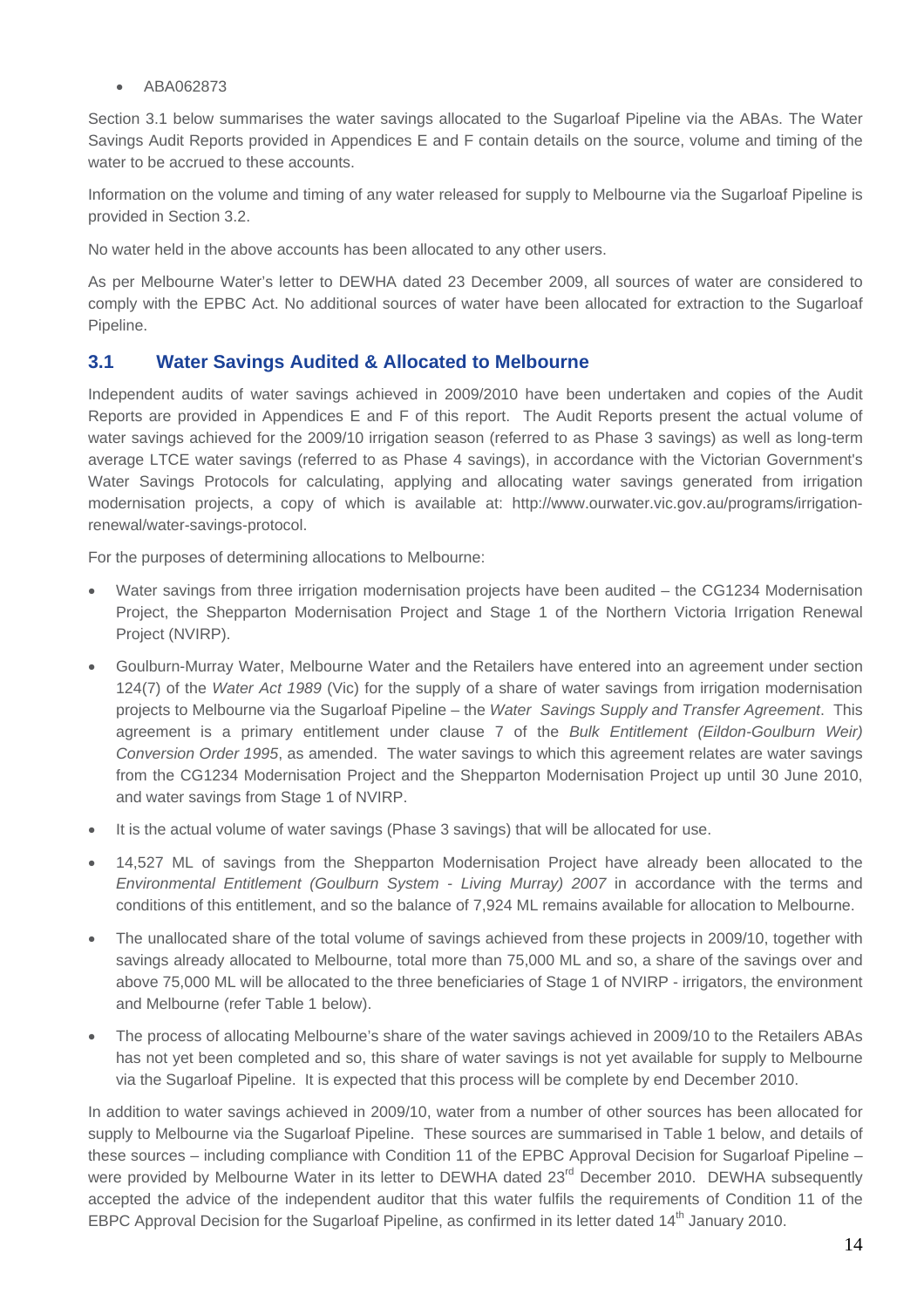- ABA062873

Section 3.1 below summarises the water savings allocated to the Sugarloaf Pipeline via the ABAs. The Water Savings Audit Reports provided in Appendices E and F contain details on the source, volume and timing of the water to be accrued to these accounts.

Information on the volume and timing of any water released for supply to Melbourne via the Sugarloaf Pipeline is provided in Section 3.2.

No water held in the above accounts has been allocated to any other users.

As per Melbourne Water's letter to DEWHA dated 23 December 2009, all sources of water are considered to comply with the EPBC Act. No additional sources of water have been allocated for extraction to the Sugarloaf Pipeline.

## 3.1 Water Savings Audited & Allocated to Melbourne

Independent audits of water savings achieved in 2009/2010 have been undertaken and copies of the Audit Reports are provided in Appendices E and F of this report. The Audit Reports present the actual volume of water savings achieved for the 2009/10 irrigation season (referred to as Phase 3 savings) as well as long-term average LTCE water savings (referred to as Phase 4 savings), in accordance with the Victorian Government's Water Savings Protocols for calculating, applying and allocating water savings generated from irrigation modernisation projects, a copy of which is available at: http://www.ourwater.vic.gov.au/programs/irrigation-renewal/water-savings-protocol.

For the purposes of determining allocations to Melbourne:

- Water savings from three irrigation modernisation projects have been audited – the CG1234 Modernisation Project, the Shepparton Modernisation Project and Stage 1 of the Northern Victoria Irrigation Renewal Project (NVIRP).
- Goulburn-Murray Water, Melbourne Water and the Retailers have entered into an agreement under section 124(7) of the *Water Act 1989* (Vic) for the supply of a share of water savings from irrigation modernisation projects to Melbourne via the Sugarloaf Pipeline – the *Water Savings Supply and Transfer Agreement*. This agreement is a primary entitlement under clause 7 of the *Bulk Entitlement (Eildon-Goulburn Weir) Conversion Order 1995*, as amended. The water savings to which this agreement relates are water savings from the CG1234 Modernisation Project and the Shepparton Modernisation Project up until 30 June 2010, and water savings from Stage 1 of NVIRP.
- It is the actual volume of water savings (Phase 3 savings) that will be allocated for use.
- 14,527 ML of savings from the Shepparton Modernisation Project have already been allocated to the *Environmental Entitlement (Goulburn System - Living Murray) 2007* in accordance with the terms and conditions of this entitlement, and so the balance of 7,924 ML remains available for allocation to Melbourne.
- The unallocated share of the total volume of savings achieved from these projects in 2009/10, together with savings already allocated to Melbourne, total more than 75,000 ML and so, a share of the savings over and above 75,000 ML will be allocated to the three beneficiaries of Stage 1 of NVIRP - irrigators, the environment and Melbourne (refer Table 1 below).
- The process of allocating Melbourne's share of the water savings achieved in 2009/10 to the Retailers ABAs has not yet been completed and so, this share of water savings is not yet available for supply to Melbourne via the Sugarloaf Pipeline. It is expected that this process will be complete by end December 2010.

In addition to water savings achieved in 2009/10, water from a number of other sources has been allocated for supply to Melbourne via the Sugarloaf Pipeline. These sources are summarised in Table 1 below, and details of these sources – including compliance with Condition 11 of the EPBC Approval Decision for Sugarloaf Pipeline – were provided by Melbourne Water in its letter to DEWHA dated 23rd December 2010. DEWHA subsequently accepted the advice of the independent auditor that this water fulfils the requirements of Condition 11 of the EBPC Approval Decision for the Sugarloaf Pipeline, as confirmed in its letter dated 14th January 2010.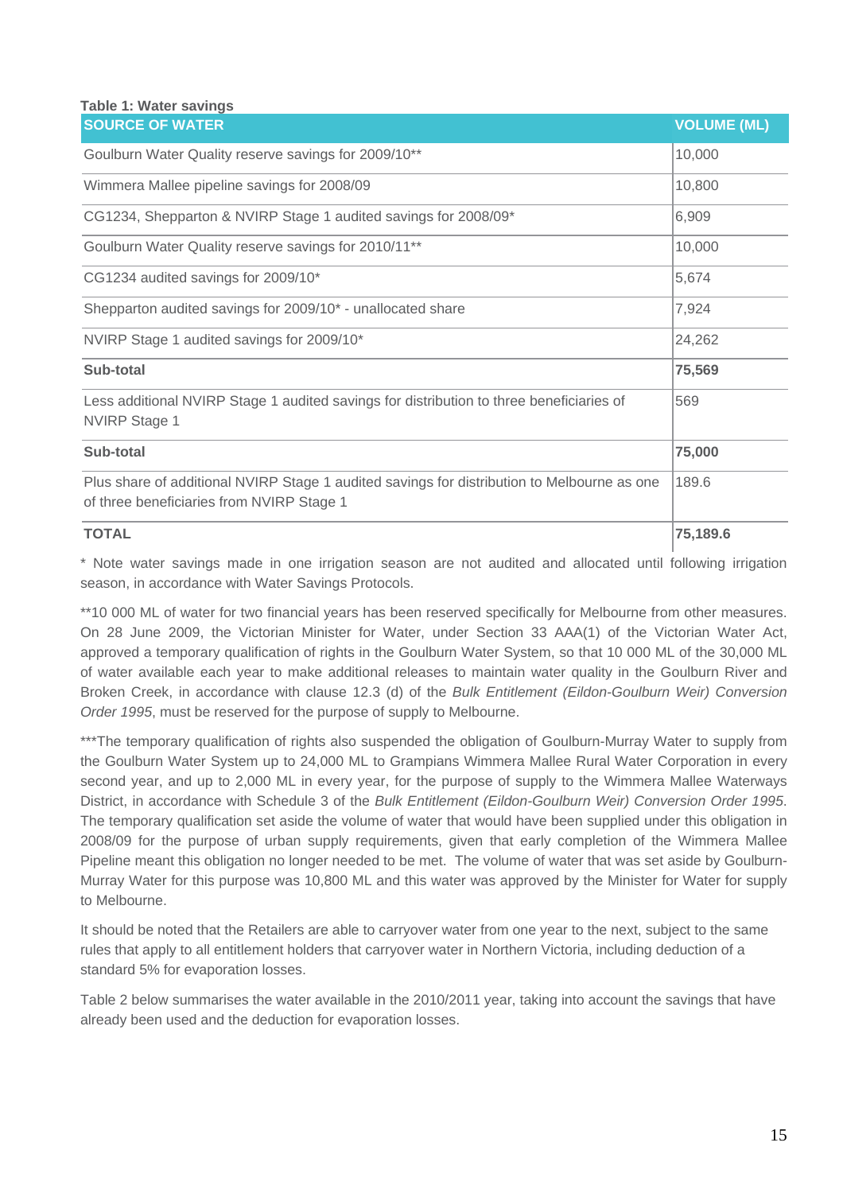**Table 1: Water savings**

| SOURCE OF WATER | VOLUME (ML) |
|---|---|
| Goulburn Water Quality reserve savings for 2009/10** | 10,000 |
| Wimmera Mallee pipeline savings for 2008/09 | 10,800 |
| CG1234, Shepparton & NVIRP Stage 1 audited savings for 2008/09* | 6,909 |
| Goulburn Water Quality reserve savings for 2010/11** | 10,000 |
| CG1234 audited savings for 2009/10* | 5,674 |
| Shepparton audited savings for 2009/10* - unallocated share | 7,924 |
| NVIRP Stage 1 audited savings for 2009/10* | 24,262 |
| **Sub-total** | **75,569** |
| Less additional NVIRP Stage 1 audited savings for distribution to three beneficiaries of NVIRP Stage 1 | 569 |
| **Sub-total** | **75,000** |
| Plus share of additional NVIRP Stage 1 audited savings for distribution to Melbourne as one of three beneficiaries from NVIRP Stage 1 | 189.6 |
| **TOTAL** | **75,189.6** |

* Note water savings made in one irrigation season are not audited and allocated until following irrigation season, in accordance with Water Savings Protocols.

**10 000 ML of water for two financial years has been reserved specifically for Melbourne from other measures. On 28 June 2009, the Victorian Minister for Water, under Section 33 AAA(1) of the Victorian Water Act, approved a temporary qualification of rights in the Goulburn Water System, so that 10 000 ML of the 30,000 ML of water available each year to make additional releases to maintain water quality in the Goulburn River and Broken Creek, in accordance with clause 12.3 (d) of the *Bulk Entitlement (Eildon-Goulburn Weir) Conversion Order 1995*, must be reserved for the purpose of supply to Melbourne.

***The temporary qualification of rights also suspended the obligation of Goulburn-Murray Water to supply from the Goulburn Water System up to 24,000 ML to Grampians Wimmera Mallee Rural Water Corporation in every second year, and up to 2,000 ML in every year, for the purpose of supply to the Wimmera Mallee Waterways District, in accordance with Schedule 3 of the *Bulk Entitlement (Eildon-Goulburn Weir) Conversion Order 1995*. The temporary qualification set aside the volume of water that would have been supplied under this obligation in 2008/09 for the purpose of urban supply requirements, given that early completion of the Wimmera Mallee Pipeline meant this obligation no longer needed to be met. The volume of water that was set aside by Goulburn-Murray Water for this purpose was 10,800 ML and this water was approved by the Minister for Water for supply to Melbourne.

It should be noted that the Retailers are able to carryover water from one year to the next, subject to the same rules that apply to all entitlement holders that carryover water in Northern Victoria, including deduction of a standard 5% for evaporation losses.

Table 2 below summarises the water available in the 2010/2011 year, taking into account the savings that have already been used and the deduction for evaporation losses.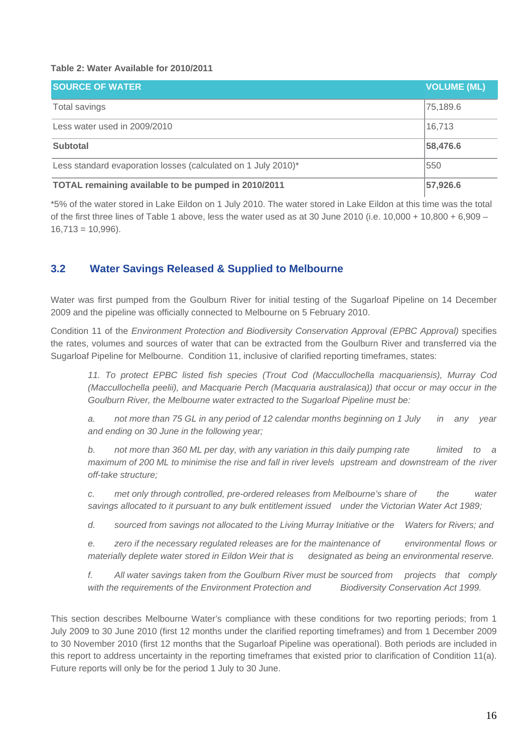**Table 2: Water Available for 2010/2011**

| SOURCE OF WATER | VOLUME (ML) |
|---|---|
| Total savings | 75,189.6 |
| Less water used in 2009/2010 | 16,713 |
| **Subtotal** | **58,476.6** |
| Less standard evaporation losses (calculated on 1 July 2010)* | 550 |
| **TOTAL remaining available to be pumped in 2010/2011** | **57,926.6** |

*5% of the water stored in Lake Eildon on 1 July 2010. The water stored in Lake Eildon at this time was the total of the first three lines of Table 1 above, less the water used as at 30 June 2010 (i.e. 10,000 + 10,800 + 6,909 – 16,713 = 10,996).

## 3.2 Water Savings Released & Supplied to Melbourne

Water was first pumped from the Goulburn River for initial testing of the Sugarloaf Pipeline on 14 December 2009 and the pipeline was officially connected to Melbourne on 5 February 2010.

Condition 11 of the *Environment Protection and Biodiversity Conservation Approval (EPBC Approval)* specifies the rates, volumes and sources of water that can be extracted from the Goulburn River and transferred via the Sugarloaf Pipeline for Melbourne. Condition 11, inclusive of clarified reporting timeframes, states:

> *11. To protect EPBC listed fish species (Trout Cod (Maccullochella macquariensis), Murray Cod (Maccullochella peelii), and Macquarie Perch (Macquaria australasica)) that occur or may occur in the Goulburn River, the Melbourne water extracted to the Sugarloaf Pipeline must be:*
>
> *a. not more than 75 GL in any period of 12 calendar months beginning on 1 July in any year and ending on 30 June in the following year;*
>
> *b. not more than 360 ML per day, with any variation in this daily pumping rate limited to a maximum of 200 ML to minimise the rise and fall in river levels upstream and downstream of the river off-take structure;*
>
> *c. met only through controlled, pre-ordered releases from Melbourne's share of the water savings allocated to it pursuant to any bulk entitlement issued under the Victorian Water Act 1989;*
>
> *d. sourced from savings not allocated to the Living Murray Initiative or the Waters for Rivers; and*
>
> *e. zero if the necessary regulated releases are for the maintenance of environmental flows or materially deplete water stored in Eildon Weir that is designated as being an environmental reserve.*
>
> *f. All water savings taken from the Goulburn River must be sourced from projects that comply with the requirements of the Environment Protection and Biodiversity Conservation Act 1999.*

This section describes Melbourne Water's compliance with these conditions for two reporting periods; from 1 July 2009 to 30 June 2010 (first 12 months under the clarified reporting timeframes) and from 1 December 2009 to 30 November 2010 (first 12 months that the Sugarloaf Pipeline was operational). Both periods are included in this report to address uncertainty in the reporting timeframes that existed prior to clarification of Condition 11(a). Future reports will only be for the period 1 July to 30 June.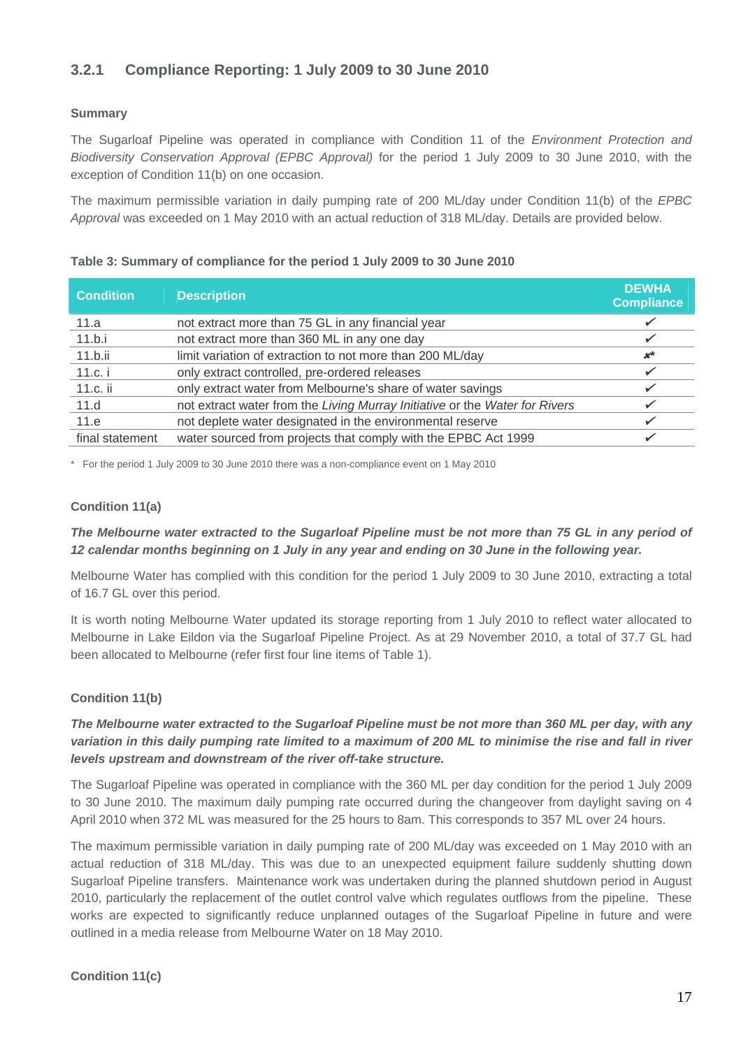### 3.2.1 Compliance Reporting: 1 July 2009 to 30 June 2010

**Summary**

The Sugarloaf Pipeline was operated in compliance with Condition 11 of the *Environment Protection and Biodiversity Conservation Approval (EPBC Approval)* for the period 1 July 2009 to 30 June 2010, with the exception of Condition 11(b) on one occasion.

The maximum permissible variation in daily pumping rate of 200 ML/day under Condition 11(b) of the *EPBC Approval* was exceeded on 1 May 2010 with an actual reduction of 318 ML/day. Details are provided below.

**Table 3: Summary of compliance for the period 1 July 2009 to 30 June 2010**

| Condition | Description | DEWHA Compliance |
|---|---|---|
| 11.a | not extract more than 75 GL in any financial year | ✔ |
| 11.b.i | not extract more than 360 ML in any one day | ✔ |
| 11.b.ii | limit variation of extraction to not more than 200 ML/day | ✗* |
| 11.c. i | only extract controlled, pre-ordered releases | ✔ |
| 11.c. ii | only extract water from Melbourne's share of water savings | ✔ |
| 11.d | not extract water from the *Living Murray Initiative* or the *Water for Rivers* | ✔ |
| 11.e | not deplete water designated in the environmental reserve | ✔ |
| final statement | water sourced from projects that comply with the EPBC Act 1999 | ✔ |

\* For the period 1 July 2009 to 30 June 2010 there was a non-compliance event on 1 May 2010

**Condition 11(a)**

***The Melbourne water extracted to the Sugarloaf Pipeline must be not more than 75 GL in any period of 12 calendar months beginning on 1 July in any year and ending on 30 June in the following year.***

Melbourne Water has complied with this condition for the period 1 July 2009 to 30 June 2010, extracting a total of 16.7 GL over this period.

It is worth noting Melbourne Water updated its storage reporting from 1 July 2010 to reflect water allocated to Melbourne in Lake Eildon via the Sugarloaf Pipeline Project. As at 29 November 2010, a total of 37.7 GL had been allocated to Melbourne (refer first four line items of Table 1).

**Condition 11(b)**

***The Melbourne water extracted to the Sugarloaf Pipeline must be not more than 360 ML per day, with any variation in this daily pumping rate limited to a maximum of 200 ML to minimise the rise and fall in river levels upstream and downstream of the river off-take structure.***

The Sugarloaf Pipeline was operated in compliance with the 360 ML per day condition for the period 1 July 2009 to 30 June 2010. The maximum daily pumping rate occurred during the changeover from daylight saving on 4 April 2010 when 372 ML was measured for the 25 hours to 8am. This corresponds to 357 ML over 24 hours.

The maximum permissible variation in daily pumping rate of 200 ML/day was exceeded on 1 May 2010 with an actual reduction of 318 ML/day. This was due to an unexpected equipment failure suddenly shutting down Sugarloaf Pipeline transfers. Maintenance work was undertaken during the planned shutdown period in August 2010, particularly the replacement of the outlet control valve which regulates outflows from the pipeline. These works are expected to significantly reduce unplanned outages of the Sugarloaf Pipeline in future and were outlined in a media release from Melbourne Water on 18 May 2010.

**Condition 11(c)**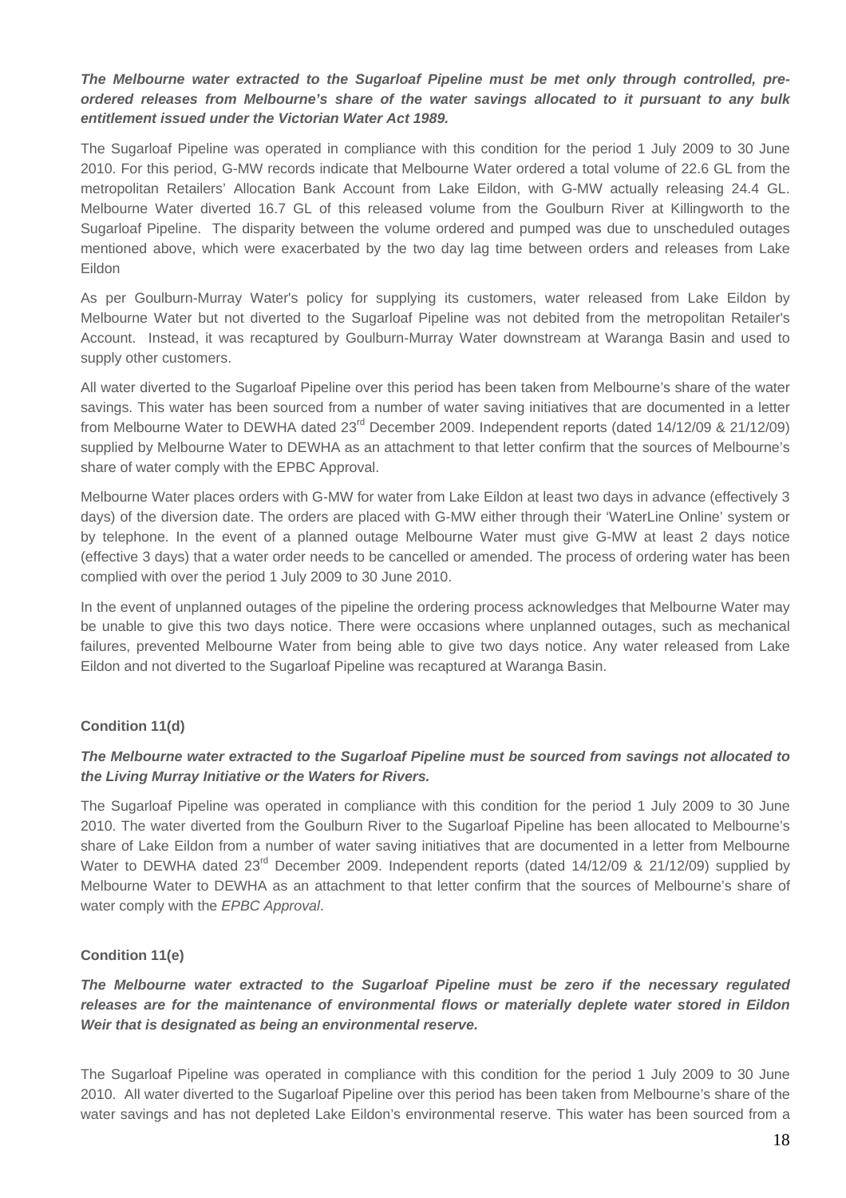***The Melbourne water extracted to the Sugarloaf Pipeline must be met only through controlled, pre-ordered releases from Melbourne's share of the water savings allocated to it pursuant to any bulk entitlement issued under the Victorian Water Act 1989.***

The Sugarloaf Pipeline was operated in compliance with this condition for the period 1 July 2009 to 30 June 2010. For this period, G-MW records indicate that Melbourne Water ordered a total volume of 22.6 GL from the metropolitan Retailers' Allocation Bank Account from Lake Eildon, with G-MW actually releasing 24.4 GL. Melbourne Water diverted 16.7 GL of this released volume from the Goulburn River at Killingworth to the Sugarloaf Pipeline. The disparity between the volume ordered and pumped was due to unscheduled outages mentioned above, which were exacerbated by the two day lag time between orders and releases from Lake Eildon

As per Goulburn-Murray Water's policy for supplying its customers, water released from Lake Eildon by Melbourne Water but not diverted to the Sugarloaf Pipeline was not debited from the metropolitan Retailer's Account. Instead, it was recaptured by Goulburn-Murray Water downstream at Waranga Basin and used to supply other customers.

All water diverted to the Sugarloaf Pipeline over this period has been taken from Melbourne's share of the water savings. This water has been sourced from a number of water saving initiatives that are documented in a letter from Melbourne Water to DEWHA dated 23rd December 2009. Independent reports (dated 14/12/09 & 21/12/09) supplied by Melbourne Water to DEWHA as an attachment to that letter confirm that the sources of Melbourne's share of water comply with the EPBC Approval.

Melbourne Water places orders with G-MW for water from Lake Eildon at least two days in advance (effectively 3 days) of the diversion date. The orders are placed with G-MW either through their 'WaterLine Online' system or by telephone. In the event of a planned outage Melbourne Water must give G-MW at least 2 days notice (effective 3 days) that a water order needs to be cancelled or amended. The process of ordering water has been complied with over the period 1 July 2009 to 30 June 2010.

In the event of unplanned outages of the pipeline the ordering process acknowledges that Melbourne Water may be unable to give this two days notice. There were occasions where unplanned outages, such as mechanical failures, prevented Melbourne Water from being able to give two days notice. Any water released from Lake Eildon and not diverted to the Sugarloaf Pipeline was recaptured at Waranga Basin.

**Condition 11(d)**

***The Melbourne water extracted to the Sugarloaf Pipeline must be sourced from savings not allocated to the Living Murray Initiative or the Waters for Rivers.***

The Sugarloaf Pipeline was operated in compliance with this condition for the period 1 July 2009 to 30 June 2010. The water diverted from the Goulburn River to the Sugarloaf Pipeline has been allocated to Melbourne's share of Lake Eildon from a number of water saving initiatives that are documented in a letter from Melbourne Water to DEWHA dated 23rd December 2009. Independent reports (dated 14/12/09 & 21/12/09) supplied by Melbourne Water to DEWHA as an attachment to that letter confirm that the sources of Melbourne's share of water comply with the *EPBC Approval*.

**Condition 11(e)**

***The Melbourne water extracted to the Sugarloaf Pipeline must be zero if the necessary regulated releases are for the maintenance of environmental flows or materially deplete water stored in Eildon Weir that is designated as being an environmental reserve.***

The Sugarloaf Pipeline was operated in compliance with this condition for the period 1 July 2009 to 30 June 2010. All water diverted to the Sugarloaf Pipeline over this period has been taken from Melbourne's share of the water savings and has not depleted Lake Eildon's environmental reserve. This water has been sourced from a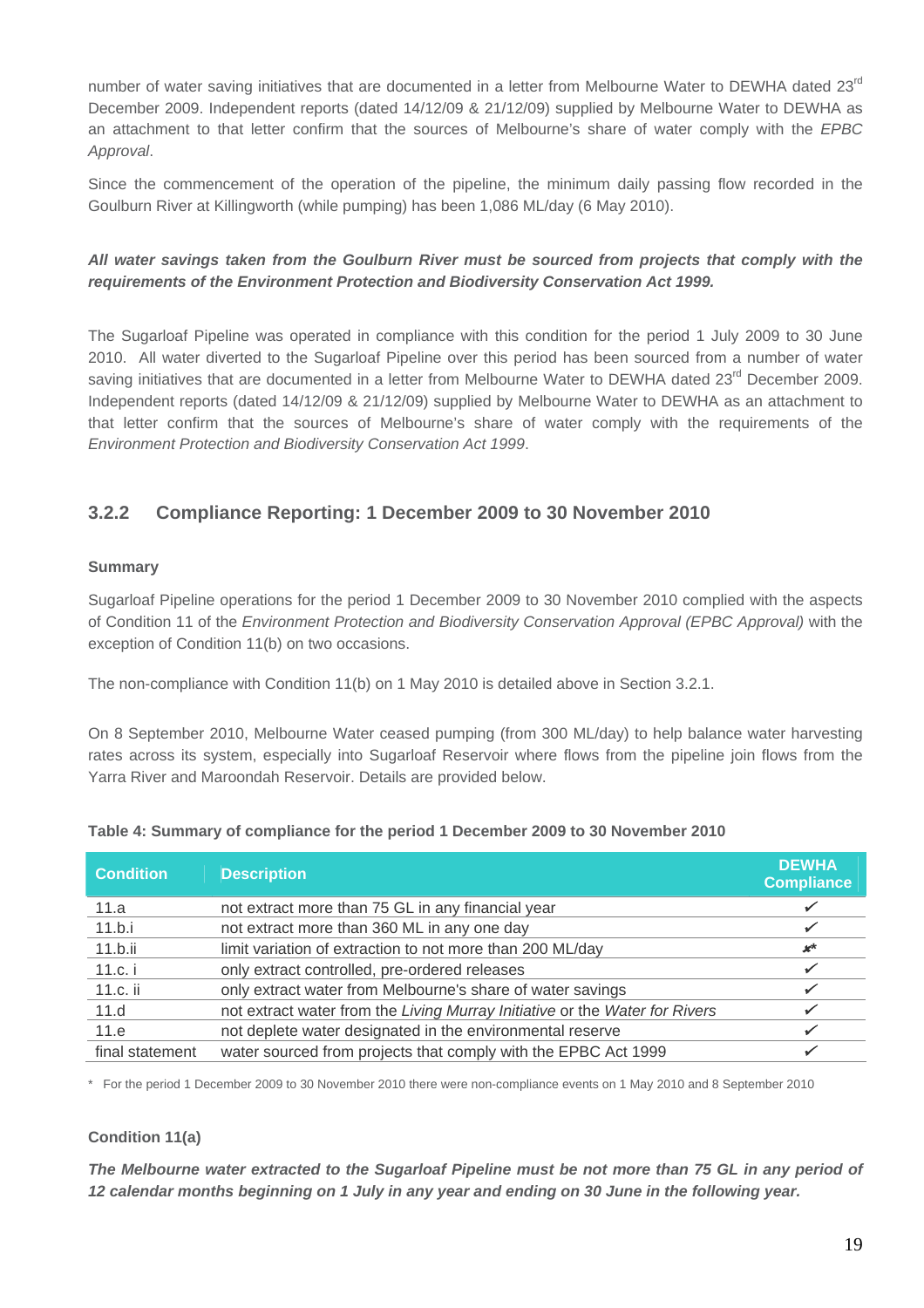number of water saving initiatives that are documented in a letter from Melbourne Water to DEWHA dated 23rd December 2009. Independent reports (dated 14/12/09 & 21/12/09) supplied by Melbourne Water to DEWHA as an attachment to that letter confirm that the sources of Melbourne's share of water comply with the *EPBC Approval*.

Since the commencement of the operation of the pipeline, the minimum daily passing flow recorded in the Goulburn River at Killingworth (while pumping) has been 1,086 ML/day (6 May 2010).

***All water savings taken from the Goulburn River must be sourced from projects that comply with the requirements of the Environment Protection and Biodiversity Conservation Act 1999.***

The Sugarloaf Pipeline was operated in compliance with this condition for the period 1 July 2009 to 30 June 2010. All water diverted to the Sugarloaf Pipeline over this period has been sourced from a number of water saving initiatives that are documented in a letter from Melbourne Water to DEWHA dated 23rd December 2009. Independent reports (dated 14/12/09 & 21/12/09) supplied by Melbourne Water to DEWHA as an attachment to that letter confirm that the sources of Melbourne's share of water comply with the requirements of the *Environment Protection and Biodiversity Conservation Act 1999*.

### 3.2.2 Compliance Reporting: 1 December 2009 to 30 November 2010

**Summary**

Sugarloaf Pipeline operations for the period 1 December 2009 to 30 November 2010 complied with the aspects of Condition 11 of the *Environment Protection and Biodiversity Conservation Approval (EPBC Approval)* with the exception of Condition 11(b) on two occasions.

The non-compliance with Condition 11(b) on 1 May 2010 is detailed above in Section 3.2.1.

On 8 September 2010, Melbourne Water ceased pumping (from 300 ML/day) to help balance water harvesting rates across its system, especially into Sugarloaf Reservoir where flows from the pipeline join flows from the Yarra River and Maroondah Reservoir. Details are provided below.

**Table 4: Summary of compliance for the period 1 December 2009 to 30 November 2010**

| Condition | Description | DEWHA Compliance |
|---|---|---|
| 11.a | not extract more than 75 GL in any financial year | ✓ |
| 11.b.i | not extract more than 360 ML in any one day | ✓ |
| 11.b.ii | limit variation of extraction to not more than 200 ML/day | ✗* |
| 11.c. i | only extract controlled, pre-ordered releases | ✓ |
| 11.c. ii | only extract water from Melbourne's share of water savings | ✓ |
| 11.d | not extract water from the *Living Murray Initiative* or the *Water for Rivers* | ✓ |
| 11.e | not deplete water designated in the environmental reserve | ✓ |
| final statement | water sourced from projects that comply with the EPBC Act 1999 | ✓ |

\* For the period 1 December 2009 to 30 November 2010 there were non-compliance events on 1 May 2010 and 8 September 2010

**Condition 11(a)**

***The Melbourne water extracted to the Sugarloaf Pipeline must be not more than 75 GL in any period of 12 calendar months beginning on 1 July in any year and ending on 30 June in the following year.***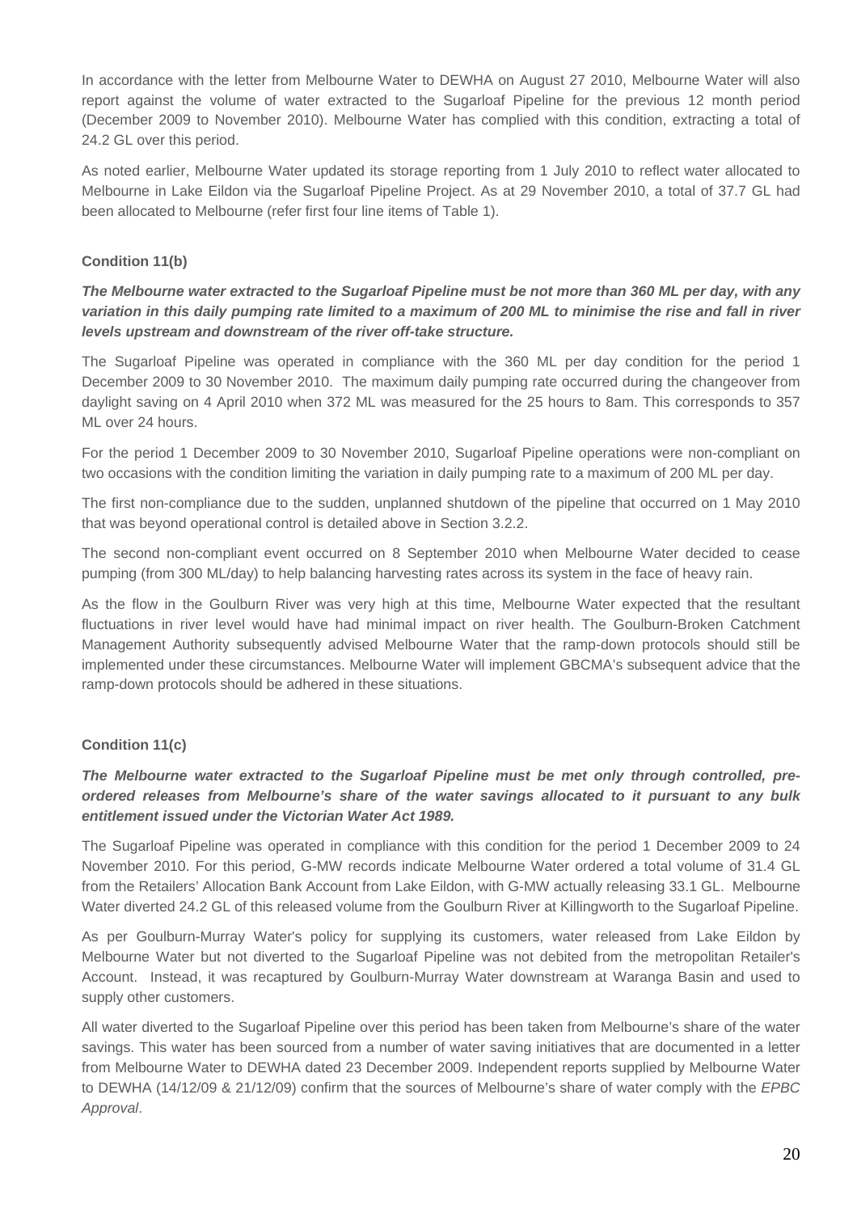In accordance with the letter from Melbourne Water to DEWHA on August 27 2010, Melbourne Water will also report against the volume of water extracted to the Sugarloaf Pipeline for the previous 12 month period (December 2009 to November 2010). Melbourne Water has complied with this condition, extracting a total of 24.2 GL over this period.

As noted earlier, Melbourne Water updated its storage reporting from 1 July 2010 to reflect water allocated to Melbourne in Lake Eildon via the Sugarloaf Pipeline Project. As at 29 November 2010, a total of 37.7 GL had been allocated to Melbourne (refer first four line items of Table 1).

**Condition 11(b)**

***The Melbourne water extracted to the Sugarloaf Pipeline must be not more than 360 ML per day, with any variation in this daily pumping rate limited to a maximum of 200 ML to minimise the rise and fall in river levels upstream and downstream of the river off-take structure.***

The Sugarloaf Pipeline was operated in compliance with the 360 ML per day condition for the period 1 December 2009 to 30 November 2010. The maximum daily pumping rate occurred during the changeover from daylight saving on 4 April 2010 when 372 ML was measured for the 25 hours to 8am. This corresponds to 357 ML over 24 hours.

For the period 1 December 2009 to 30 November 2010, Sugarloaf Pipeline operations were non-compliant on two occasions with the condition limiting the variation in daily pumping rate to a maximum of 200 ML per day.

The first non-compliance due to the sudden, unplanned shutdown of the pipeline that occurred on 1 May 2010 that was beyond operational control is detailed above in Section 3.2.2.

The second non-compliant event occurred on 8 September 2010 when Melbourne Water decided to cease pumping (from 300 ML/day) to help balancing harvesting rates across its system in the face of heavy rain.

As the flow in the Goulburn River was very high at this time, Melbourne Water expected that the resultant fluctuations in river level would have had minimal impact on river health. The Goulburn-Broken Catchment Management Authority subsequently advised Melbourne Water that the ramp-down protocols should still be implemented under these circumstances. Melbourne Water will implement GBCMA's subsequent advice that the ramp-down protocols should be adhered in these situations.

**Condition 11(c)**

***The Melbourne water extracted to the Sugarloaf Pipeline must be met only through controlled, pre-ordered releases from Melbourne's share of the water savings allocated to it pursuant to any bulk entitlement issued under the Victorian Water Act 1989.***

The Sugarloaf Pipeline was operated in compliance with this condition for the period 1 December 2009 to 24 November 2010. For this period, G-MW records indicate Melbourne Water ordered a total volume of 31.4 GL from the Retailers' Allocation Bank Account from Lake Eildon, with G-MW actually releasing 33.1 GL. Melbourne Water diverted 24.2 GL of this released volume from the Goulburn River at Killingworth to the Sugarloaf Pipeline.

As per Goulburn-Murray Water's policy for supplying its customers, water released from Lake Eildon by Melbourne Water but not diverted to the Sugarloaf Pipeline was not debited from the metropolitan Retailer's Account. Instead, it was recaptured by Goulburn-Murray Water downstream at Waranga Basin and used to supply other customers.

All water diverted to the Sugarloaf Pipeline over this period has been taken from Melbourne's share of the water savings. This water has been sourced from a number of water saving initiatives that are documented in a letter from Melbourne Water to DEWHA dated 23 December 2009. Independent reports supplied by Melbourne Water to DEWHA (14/12/09 & 21/12/09) confirm that the sources of Melbourne's share of water comply with the *EPBC Approval*.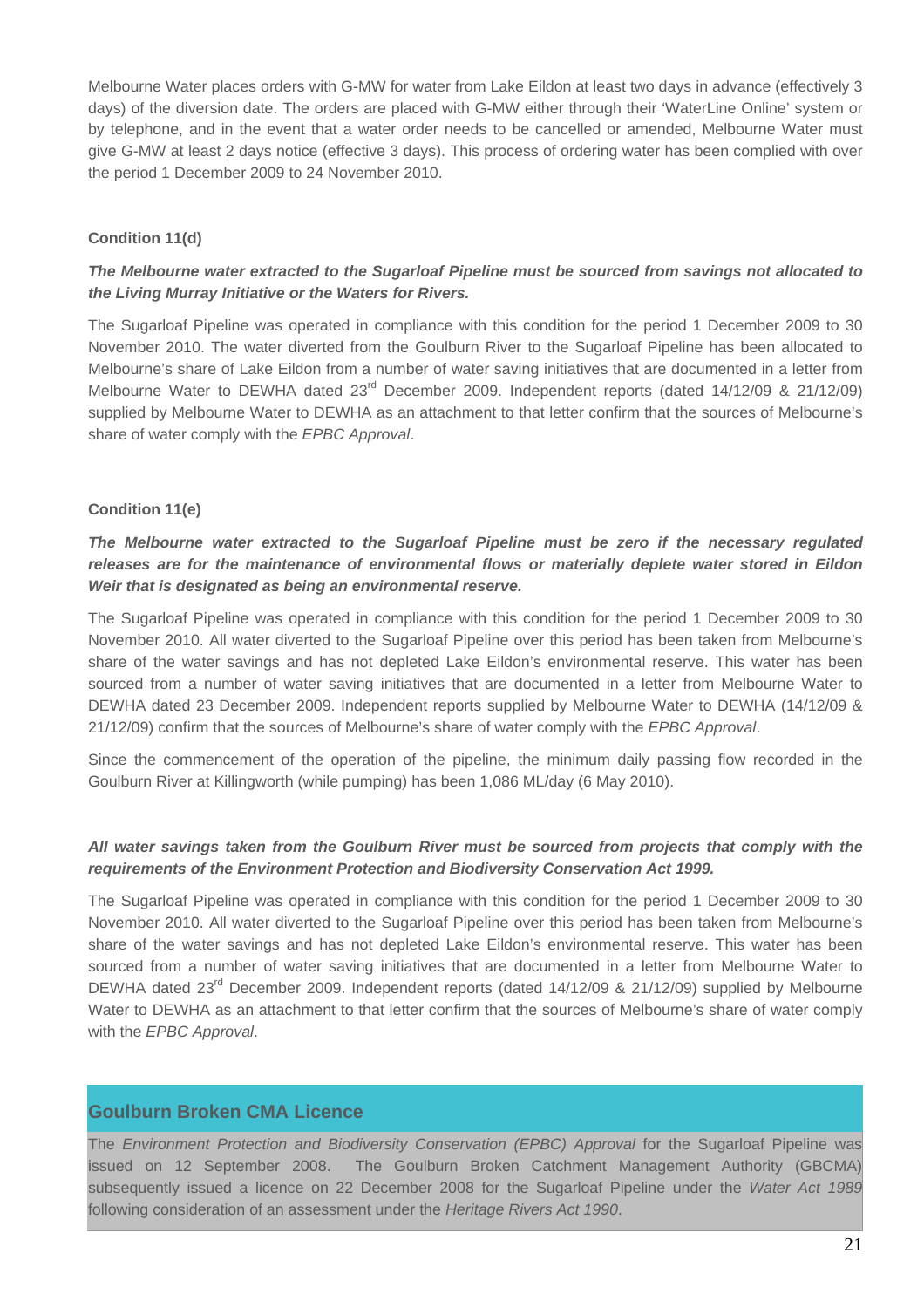Melbourne Water places orders with G-MW for water from Lake Eildon at least two days in advance (effectively 3 days) of the diversion date. The orders are placed with G-MW either through their 'WaterLine Online' system or by telephone, and in the event that a water order needs to be cancelled or amended, Melbourne Water must give G-MW at least 2 days notice (effective 3 days). This process of ordering water has been complied with over the period 1 December 2009 to 24 November 2010.

#### Condition 11(d)

***The Melbourne water extracted to the Sugarloaf Pipeline must be sourced from savings not allocated to the Living Murray Initiative or the Waters for Rivers.***

The Sugarloaf Pipeline was operated in compliance with this condition for the period 1 December 2009 to 30 November 2010. The water diverted from the Goulburn River to the Sugarloaf Pipeline has been allocated to Melbourne's share of Lake Eildon from a number of water saving initiatives that are documented in a letter from Melbourne Water to DEWHA dated 23rd December 2009. Independent reports (dated 14/12/09 & 21/12/09) supplied by Melbourne Water to DEWHA as an attachment to that letter confirm that the sources of Melbourne's share of water comply with the *EPBC Approval*.

#### Condition 11(e)

***The Melbourne water extracted to the Sugarloaf Pipeline must be zero if the necessary regulated releases are for the maintenance of environmental flows or materially deplete water stored in Eildon Weir that is designated as being an environmental reserve.***

The Sugarloaf Pipeline was operated in compliance with this condition for the period 1 December 2009 to 30 November 2010. All water diverted to the Sugarloaf Pipeline over this period has been taken from Melbourne's share of the water savings and has not depleted Lake Eildon's environmental reserve. This water has been sourced from a number of water saving initiatives that are documented in a letter from Melbourne Water to DEWHA dated 23 December 2009. Independent reports supplied by Melbourne Water to DEWHA (14/12/09 & 21/12/09) confirm that the sources of Melbourne's share of water comply with the *EPBC Approval*.

Since the commencement of the operation of the pipeline, the minimum daily passing flow recorded in the Goulburn River at Killingworth (while pumping) has been 1,086 ML/day (6 May 2010).

***All water savings taken from the Goulburn River must be sourced from projects that comply with the requirements of the Environment Protection and Biodiversity Conservation Act 1999.***

The Sugarloaf Pipeline was operated in compliance with this condition for the period 1 December 2009 to 30 November 2010. All water diverted to the Sugarloaf Pipeline over this period has been taken from Melbourne's share of the water savings and has not depleted Lake Eildon's environmental reserve. This water has been sourced from a number of water saving initiatives that are documented in a letter from Melbourne Water to DEWHA dated 23rd December 2009. Independent reports (dated 14/12/09 & 21/12/09) supplied by Melbourne Water to DEWHA as an attachment to that letter confirm that the sources of Melbourne's share of water comply with the *EPBC Approval*.

## Goulburn Broken CMA Licence

The *Environment Protection and Biodiversity Conservation (EPBC) Approval* for the Sugarloaf Pipeline was issued on 12 September 2008. The Goulburn Broken Catchment Management Authority (GBCMA) subsequently issued a licence on 22 December 2008 for the Sugarloaf Pipeline under the *Water Act 1989* following consideration of an assessment under the *Heritage Rivers Act 1990*.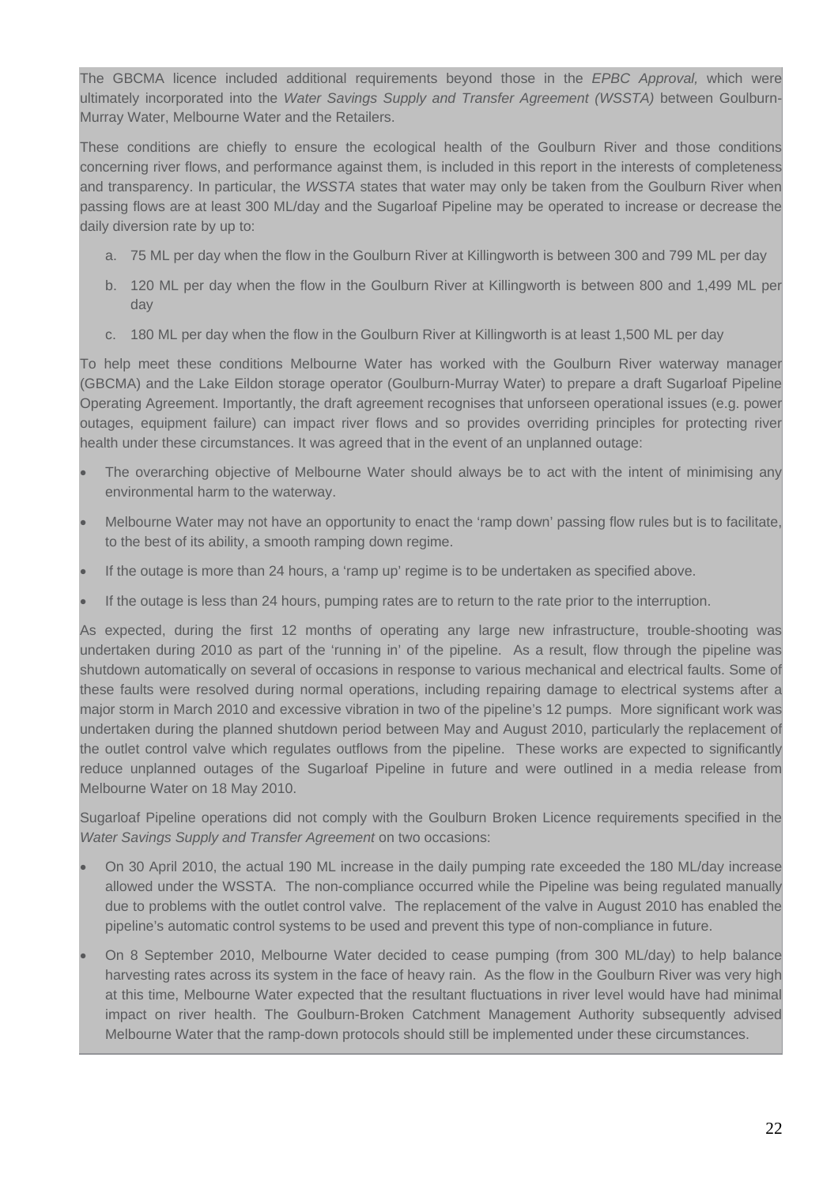The GBCMA licence included additional requirements beyond those in the *EPBC Approval,* which were ultimately incorporated into the *Water Savings Supply and Transfer Agreement (WSSTA)* between Goulburn-Murray Water, Melbourne Water and the Retailers.

These conditions are chiefly to ensure the ecological health of the Goulburn River and those conditions concerning river flows, and performance against them, is included in this report in the interests of completeness and transparency. In particular, the *WSSTA* states that water may only be taken from the Goulburn River when passing flows are at least 300 ML/day and the Sugarloaf Pipeline may be operated to increase or decrease the daily diversion rate by up to:

a. 75 ML per day when the flow in the Goulburn River at Killingworth is between 300 and 799 ML per day

b. 120 ML per day when the flow in the Goulburn River at Killingworth is between 800 and 1,499 ML per day

c. 180 ML per day when the flow in the Goulburn River at Killingworth is at least 1,500 ML per day

To help meet these conditions Melbourne Water has worked with the Goulburn River waterway manager (GBCMA) and the Lake Eildon storage operator (Goulburn-Murray Water) to prepare a draft Sugarloaf Pipeline Operating Agreement. Importantly, the draft agreement recognises that unforseen operational issues (e.g. power outages, equipment failure) can impact river flows and so provides overriding principles for protecting river health under these circumstances. It was agreed that in the event of an unplanned outage:

- The overarching objective of Melbourne Water should always be to act with the intent of minimising any environmental harm to the waterway.
- Melbourne Water may not have an opportunity to enact the 'ramp down' passing flow rules but is to facilitate, to the best of its ability, a smooth ramping down regime.
- If the outage is more than 24 hours, a 'ramp up' regime is to be undertaken as specified above.
- If the outage is less than 24 hours, pumping rates are to return to the rate prior to the interruption.

As expected, during the first 12 months of operating any large new infrastructure, trouble-shooting was undertaken during 2010 as part of the 'running in' of the pipeline. As a result, flow through the pipeline was shutdown automatically on several of occasions in response to various mechanical and electrical faults. Some of these faults were resolved during normal operations, including repairing damage to electrical systems after a major storm in March 2010 and excessive vibration in two of the pipeline's 12 pumps. More significant work was undertaken during the planned shutdown period between May and August 2010, particularly the replacement of the outlet control valve which regulates outflows from the pipeline. These works are expected to significantly reduce unplanned outages of the Sugarloaf Pipeline in future and were outlined in a media release from Melbourne Water on 18 May 2010.

Sugarloaf Pipeline operations did not comply with the Goulburn Broken Licence requirements specified in the *Water Savings Supply and Transfer Agreement* on two occasions:

- On 30 April 2010, the actual 190 ML increase in the daily pumping rate exceeded the 180 ML/day increase allowed under the WSSTA. The non-compliance occurred while the Pipeline was being regulated manually due to problems with the outlet control valve. The replacement of the valve in August 2010 has enabled the pipeline's automatic control systems to be used and prevent this type of non-compliance in future.
- On 8 September 2010, Melbourne Water decided to cease pumping (from 300 ML/day) to help balance harvesting rates across its system in the face of heavy rain. As the flow in the Goulburn River was very high at this time, Melbourne Water expected that the resultant fluctuations in river level would have had minimal impact on river health. The Goulburn-Broken Catchment Management Authority subsequently advised Melbourne Water that the ramp-down protocols should still be implemented under these circumstances.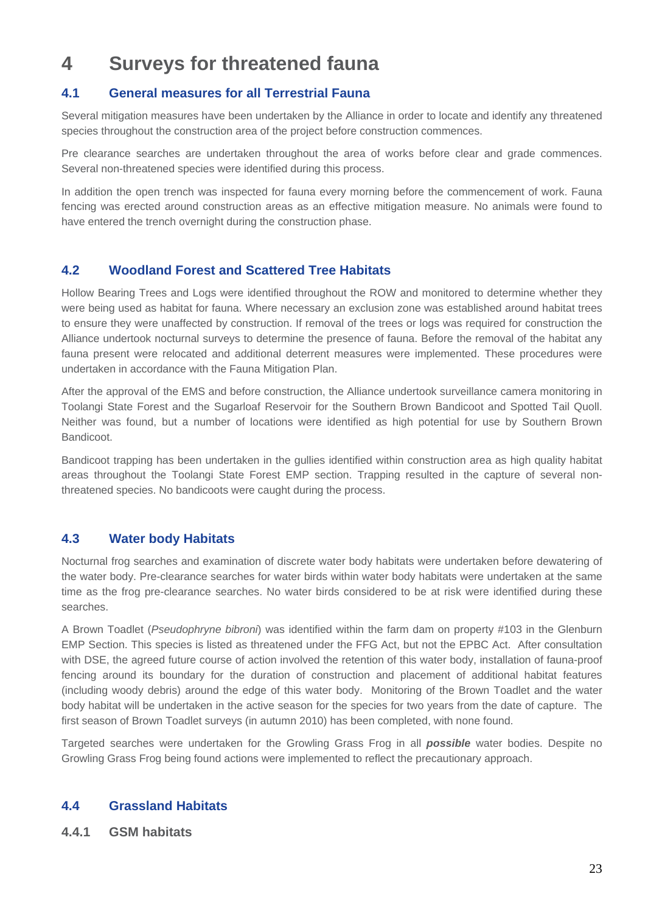# 4 Surveys for threatened fauna

## 4.1 General measures for all Terrestrial Fauna

Several mitigation measures have been undertaken by the Alliance in order to locate and identify any threatened species throughout the construction area of the project before construction commences.

Pre clearance searches are undertaken throughout the area of works before clear and grade commences. Several non-threatened species were identified during this process.

In addition the open trench was inspected for fauna every morning before the commencement of work. Fauna fencing was erected around construction areas as an effective mitigation measure. No animals were found to have entered the trench overnight during the construction phase.

## 4.2 Woodland Forest and Scattered Tree Habitats

Hollow Bearing Trees and Logs were identified throughout the ROW and monitored to determine whether they were being used as habitat for fauna. Where necessary an exclusion zone was established around habitat trees to ensure they were unaffected by construction. If removal of the trees or logs was required for construction the Alliance undertook nocturnal surveys to determine the presence of fauna. Before the removal of the habitat any fauna present were relocated and additional deterrent measures were implemented. These procedures were undertaken in accordance with the Fauna Mitigation Plan.

After the approval of the EMS and before construction, the Alliance undertook surveillance camera monitoring in Toolangi State Forest and the Sugarloaf Reservoir for the Southern Brown Bandicoot and Spotted Tail Quoll. Neither was found, but a number of locations were identified as high potential for use by Southern Brown Bandicoot.

Bandicoot trapping has been undertaken in the gullies identified within construction area as high quality habitat areas throughout the Toolangi State Forest EMP section. Trapping resulted in the capture of several non-threatened species. No bandicoots were caught during the process.

## 4.3 Water body Habitats

Nocturnal frog searches and examination of discrete water body habitats were undertaken before dewatering of the water body. Pre-clearance searches for water birds within water body habitats were undertaken at the same time as the frog pre-clearance searches. No water birds considered to be at risk were identified during these searches.

A Brown Toadlet (*Pseudophryne bibroni*) was identified within the farm dam on property #103 in the Glenburn EMP Section. This species is listed as threatened under the FFG Act, but not the EPBC Act. After consultation with DSE, the agreed future course of action involved the retention of this water body, installation of fauna-proof fencing around its boundary for the duration of construction and placement of additional habitat features (including woody debris) around the edge of this water body. Monitoring of the Brown Toadlet and the water body habitat will be undertaken in the active season for the species for two years from the date of capture. The first season of Brown Toadlet surveys (in autumn 2010) has been completed, with none found.

Targeted searches were undertaken for the Growling Grass Frog in all ***possible*** water bodies. Despite no Growling Grass Frog being found actions were implemented to reflect the precautionary approach.

## 4.4 Grassland Habitats

### 4.4.1 GSM habitats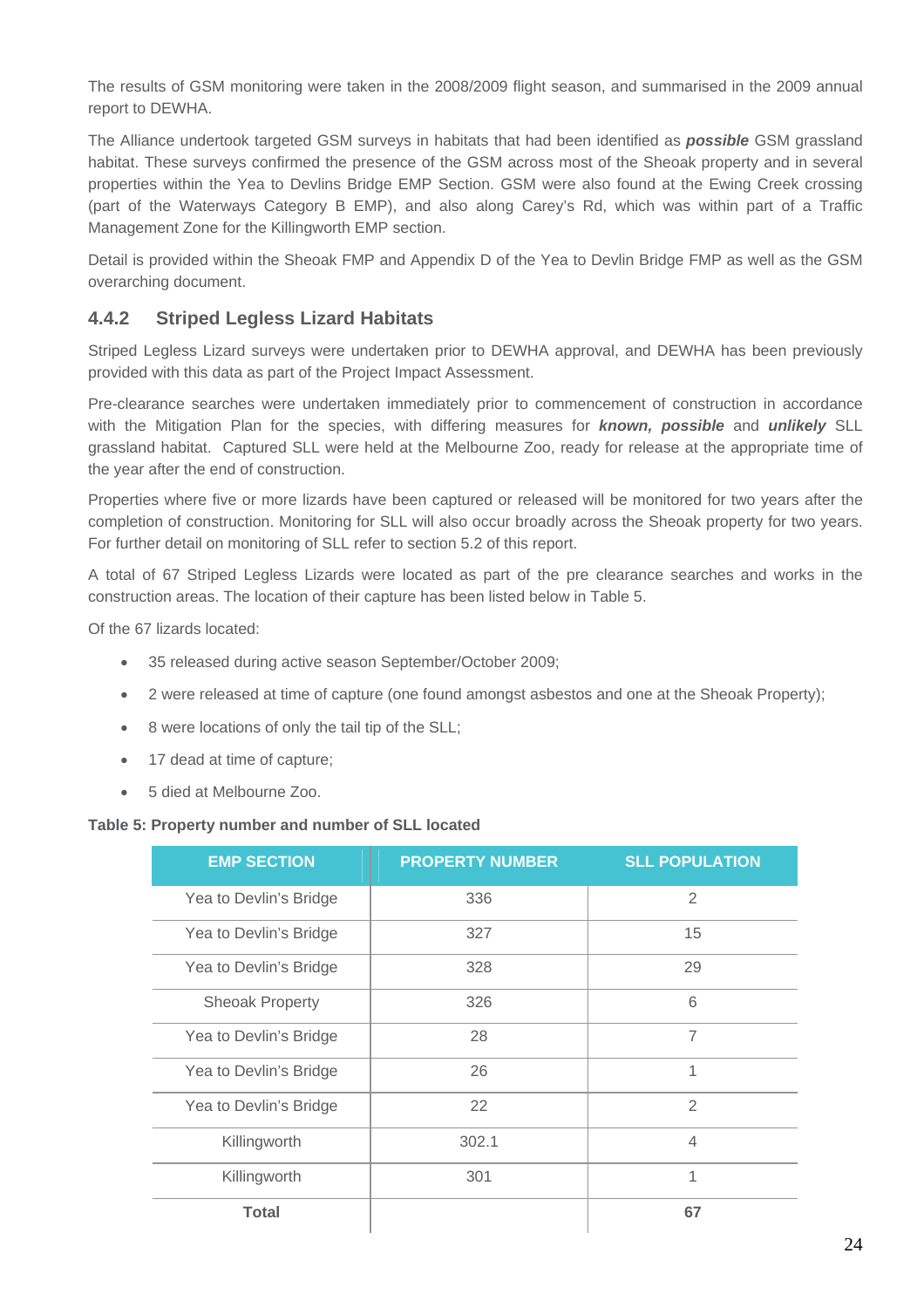The results of GSM monitoring were taken in the 2008/2009 flight season, and summarised in the 2009 annual report to DEWHA.

The Alliance undertook targeted GSM surveys in habitats that had been identified as ***possible*** GSM grassland habitat. These surveys confirmed the presence of the GSM across most of the Sheoak property and in several properties within the Yea to Devlins Bridge EMP Section. GSM were also found at the Ewing Creek crossing (part of the Waterways Category B EMP), and also along Carey's Rd, which was within part of a Traffic Management Zone for the Killingworth EMP section.

Detail is provided within the Sheoak FMP and Appendix D of the Yea to Devlin Bridge FMP as well as the GSM overarching document.

### 4.4.2 Striped Legless Lizard Habitats

Striped Legless Lizard surveys were undertaken prior to DEWHA approval, and DEWHA has been previously provided with this data as part of the Project Impact Assessment.

Pre-clearance searches were undertaken immediately prior to commencement of construction in accordance with the Mitigation Plan for the species, with differing measures for ***known, possible*** and ***unlikely*** SLL grassland habitat. Captured SLL were held at the Melbourne Zoo, ready for release at the appropriate time of the year after the end of construction.

Properties where five or more lizards have been captured or released will be monitored for two years after the completion of construction. Monitoring for SLL will also occur broadly across the Sheoak property for two years. For further detail on monitoring of SLL refer to section 5.2 of this report.

A total of 67 Striped Legless Lizards were located as part of the pre clearance searches and works in the construction areas. The location of their capture has been listed below in Table 5.

Of the 67 lizards located:

- 35 released during active season September/October 2009;
- 2 were released at time of capture (one found amongst asbestos and one at the Sheoak Property);
- 8 were locations of only the tail tip of the SLL;
- 17 dead at time of capture;
- 5 died at Melbourne Zoo.

**Table 5: Property number and number of SLL located**

| EMP SECTION | PROPERTY NUMBER | SLL POPULATION |
|---|---|---|
| Yea to Devlin's Bridge | 336 | 2 |
| Yea to Devlin's Bridge | 327 | 15 |
| Yea to Devlin's Bridge | 328 | 29 |
| Sheoak Property | 326 | 6 |
| Yea to Devlin's Bridge | 28 | 7 |
| Yea to Devlin's Bridge | 26 | 1 |
| Yea to Devlin's Bridge | 22 | 2 |
| Killingworth | 302.1 | 4 |
| Killingworth | 301 | 1 |
| **Total** | | **67** |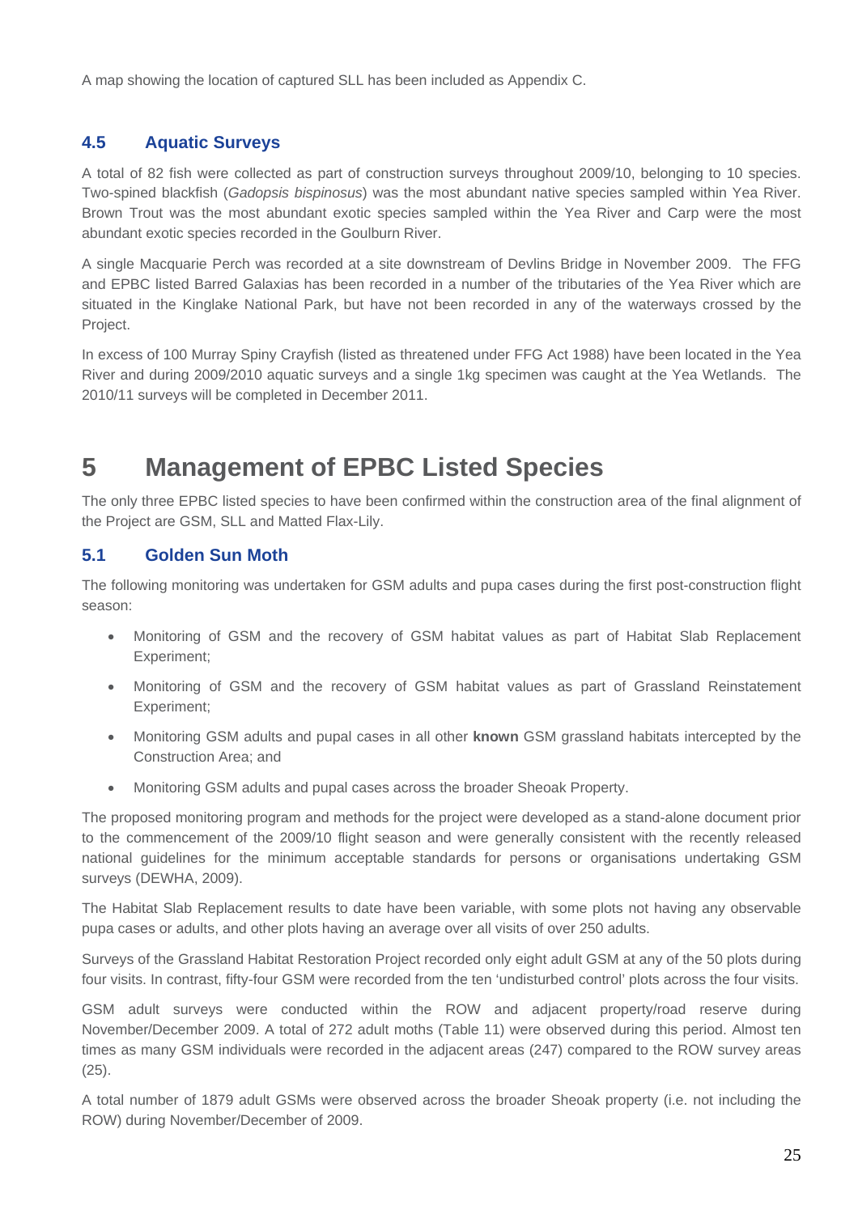A map showing the location of captured SLL has been included as Appendix C.

### 4.5 Aquatic Surveys

A total of 82 fish were collected as part of construction surveys throughout 2009/10, belonging to 10 species. Two-spined blackfish (*Gadopsis bispinosus*) was the most abundant native species sampled within Yea River. Brown Trout was the most abundant exotic species sampled within the Yea River and Carp were the most abundant exotic species recorded in the Goulburn River.

A single Macquarie Perch was recorded at a site downstream of Devlins Bridge in November 2009. The FFG and EPBC listed Barred Galaxias has been recorded in a number of the tributaries of the Yea River which are situated in the Kinglake National Park, but have not been recorded in any of the waterways crossed by the Project.

In excess of 100 Murray Spiny Crayfish (listed as threatened under FFG Act 1988) have been located in the Yea River and during 2009/2010 aquatic surveys and a single 1kg specimen was caught at the Yea Wetlands. The 2010/11 surveys will be completed in December 2011.

# 5 Management of EPBC Listed Species

The only three EPBC listed species to have been confirmed within the construction area of the final alignment of the Project are GSM, SLL and Matted Flax-Lily.

### 5.1 Golden Sun Moth

The following monitoring was undertaken for GSM adults and pupa cases during the first post-construction flight season:

- Monitoring of GSM and the recovery of GSM habitat values as part of Habitat Slab Replacement Experiment;
- Monitoring of GSM and the recovery of GSM habitat values as part of Grassland Reinstatement Experiment;
- Monitoring GSM adults and pupal cases in all other **known** GSM grassland habitats intercepted by the Construction Area; and
- Monitoring GSM adults and pupal cases across the broader Sheoak Property.

The proposed monitoring program and methods for the project were developed as a stand-alone document prior to the commencement of the 2009/10 flight season and were generally consistent with the recently released national guidelines for the minimum acceptable standards for persons or organisations undertaking GSM surveys (DEWHA, 2009).

The Habitat Slab Replacement results to date have been variable, with some plots not having any observable pupa cases or adults, and other plots having an average over all visits of over 250 adults.

Surveys of the Grassland Habitat Restoration Project recorded only eight adult GSM at any of the 50 plots during four visits. In contrast, fifty-four GSM were recorded from the ten 'undisturbed control' plots across the four visits.

GSM adult surveys were conducted within the ROW and adjacent property/road reserve during November/December 2009. A total of 272 adult moths (Table 11) were observed during this period. Almost ten times as many GSM individuals were recorded in the adjacent areas (247) compared to the ROW survey areas (25).

A total number of 1879 adult GSMs were observed across the broader Sheoak property (i.e. not including the ROW) during November/December of 2009.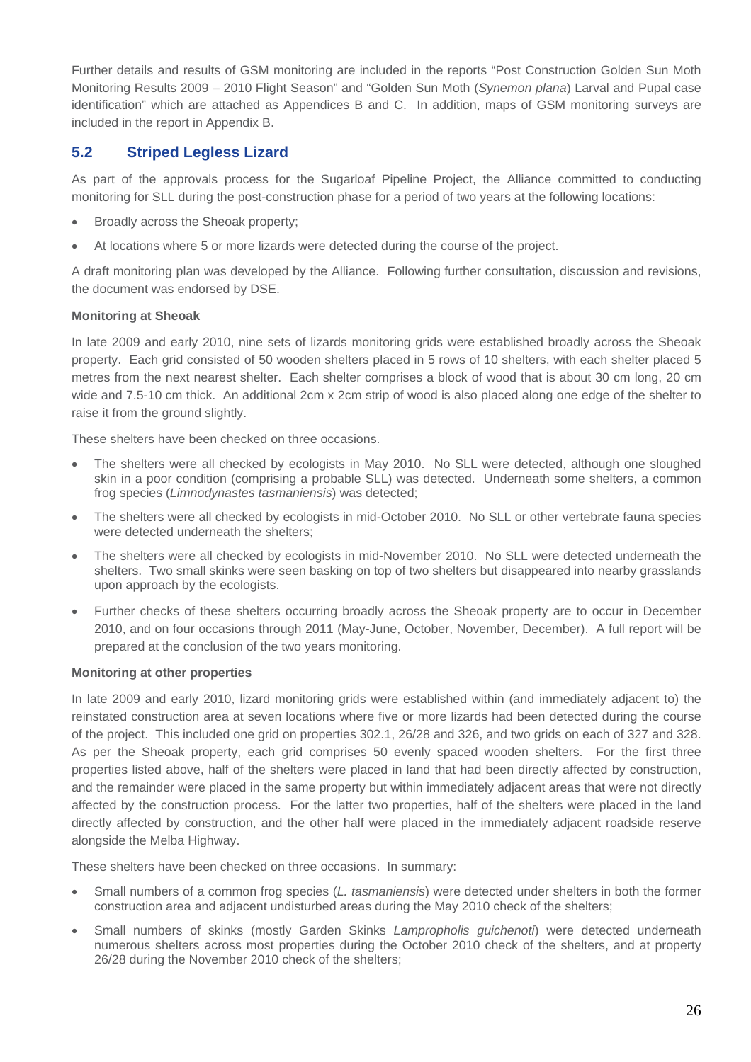Further details and results of GSM monitoring are included in the reports "Post Construction Golden Sun Moth Monitoring Results 2009 – 2010 Flight Season" and "Golden Sun Moth (*Synemon plana*) Larval and Pupal case identification" which are attached as Appendices B and C. In addition, maps of GSM monitoring surveys are included in the report in Appendix B.

## 5.2 Striped Legless Lizard

As part of the approvals process for the Sugarloaf Pipeline Project, the Alliance committed to conducting monitoring for SLL during the post-construction phase for a period of two years at the following locations:

- Broadly across the Sheoak property;
- At locations where 5 or more lizards were detected during the course of the project.

A draft monitoring plan was developed by the Alliance. Following further consultation, discussion and revisions, the document was endorsed by DSE.

**Monitoring at Sheoak**

In late 2009 and early 2010, nine sets of lizards monitoring grids were established broadly across the Sheoak property. Each grid consisted of 50 wooden shelters placed in 5 rows of 10 shelters, with each shelter placed 5 metres from the next nearest shelter. Each shelter comprises a block of wood that is about 30 cm long, 20 cm wide and 7.5-10 cm thick. An additional 2cm x 2cm strip of wood is also placed along one edge of the shelter to raise it from the ground slightly.

These shelters have been checked on three occasions.

- The shelters were all checked by ecologists in May 2010. No SLL were detected, although one sloughed skin in a poor condition (comprising a probable SLL) was detected. Underneath some shelters, a common frog species (*Limnodynastes tasmaniensis*) was detected;
- The shelters were all checked by ecologists in mid-October 2010. No SLL or other vertebrate fauna species were detected underneath the shelters;
- The shelters were all checked by ecologists in mid-November 2010. No SLL were detected underneath the shelters. Two small skinks were seen basking on top of two shelters but disappeared into nearby grasslands upon approach by the ecologists.
- Further checks of these shelters occurring broadly across the Sheoak property are to occur in December 2010, and on four occasions through 2011 (May-June, October, November, December). A full report will be prepared at the conclusion of the two years monitoring.

**Monitoring at other properties**

In late 2009 and early 2010, lizard monitoring grids were established within (and immediately adjacent to) the reinstated construction area at seven locations where five or more lizards had been detected during the course of the project. This included one grid on properties 302.1, 26/28 and 326, and two grids on each of 327 and 328. As per the Sheoak property, each grid comprises 50 evenly spaced wooden shelters. For the first three properties listed above, half of the shelters were placed in land that had been directly affected by construction, and the remainder were placed in the same property but within immediately adjacent areas that were not directly affected by the construction process. For the latter two properties, half of the shelters were placed in the land directly affected by construction, and the other half were placed in the immediately adjacent roadside reserve alongside the Melba Highway.

These shelters have been checked on three occasions. In summary:

- Small numbers of a common frog species (*L. tasmaniensis*) were detected under shelters in both the former construction area and adjacent undisturbed areas during the May 2010 check of the shelters;
- Small numbers of skinks (mostly Garden Skinks *Lampropholis guichenoti*) were detected underneath numerous shelters across most properties during the October 2010 check of the shelters, and at property 26/28 during the November 2010 check of the shelters;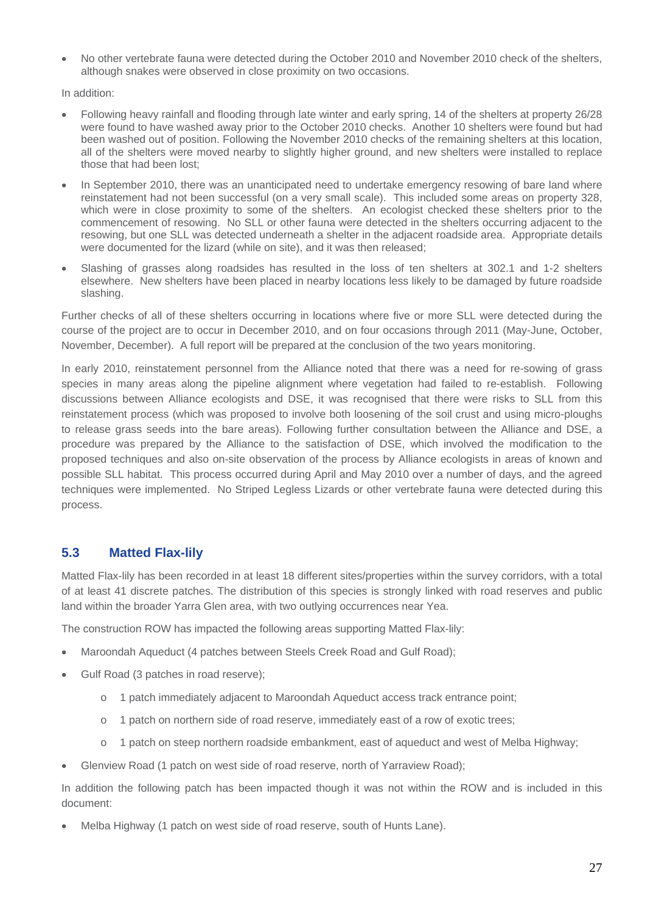- No other vertebrate fauna were detected during the October 2010 and November 2010 check of the shelters, although snakes were observed in close proximity on two occasions.

In addition:

- Following heavy rainfall and flooding through late winter and early spring, 14 of the shelters at property 26/28 were found to have washed away prior to the October 2010 checks. Another 10 shelters were found but had been washed out of position. Following the November 2010 checks of the remaining shelters at this location, all of the shelters were moved nearby to slightly higher ground, and new shelters were installed to replace those that had been lost;
- In September 2010, there was an unanticipated need to undertake emergency resowing of bare land where reinstatement had not been successful (on a very small scale). This included some areas on property 328, which were in close proximity to some of the shelters. An ecologist checked these shelters prior to the commencement of resowing. No SLL or other fauna were detected in the shelters occurring adjacent to the resowing, but one SLL was detected underneath a shelter in the adjacent roadside area. Appropriate details were documented for the lizard (while on site), and it was then released;
- Slashing of grasses along roadsides has resulted in the loss of ten shelters at 302.1 and 1-2 shelters elsewhere. New shelters have been placed in nearby locations less likely to be damaged by future roadside slashing.

Further checks of all of these shelters occurring in locations where five or more SLL were detected during the course of the project are to occur in December 2010, and on four occasions through 2011 (May-June, October, November, December). A full report will be prepared at the conclusion of the two years monitoring.

In early 2010, reinstatement personnel from the Alliance noted that there was a need for re-sowing of grass species in many areas along the pipeline alignment where vegetation had failed to re-establish. Following discussions between Alliance ecologists and DSE, it was recognised that there were risks to SLL from this reinstatement process (which was proposed to involve both loosening of the soil crust and using micro-ploughs to release grass seeds into the bare areas). Following further consultation between the Alliance and DSE, a procedure was prepared by the Alliance to the satisfaction of DSE, which involved the modification to the proposed techniques and also on-site observation of the process by Alliance ecologists in areas of known and possible SLL habitat. This process occurred during April and May 2010 over a number of days, and the agreed techniques were implemented. No Striped Legless Lizards or other vertebrate fauna were detected during this process.

## 5.3 Matted Flax-lily

Matted Flax-lily has been recorded in at least 18 different sites/properties within the survey corridors, with a total of at least 41 discrete patches. The distribution of this species is strongly linked with road reserves and public land within the broader Yarra Glen area, with two outlying occurrences near Yea.

The construction ROW has impacted the following areas supporting Matted Flax-lily:

- Maroondah Aqueduct (4 patches between Steels Creek Road and Gulf Road);
- Gulf Road (3 patches in road reserve);
  - 1 patch immediately adjacent to Maroondah Aqueduct access track entrance point;
  - 1 patch on northern side of road reserve, immediately east of a row of exotic trees;
  - 1 patch on steep northern roadside embankment, east of aqueduct and west of Melba Highway;
- Glenview Road (1 patch on west side of road reserve, north of Yarraview Road);

In addition the following patch has been impacted though it was not within the ROW and is included in this document:

- Melba Highway (1 patch on west side of road reserve, south of Hunts Lane).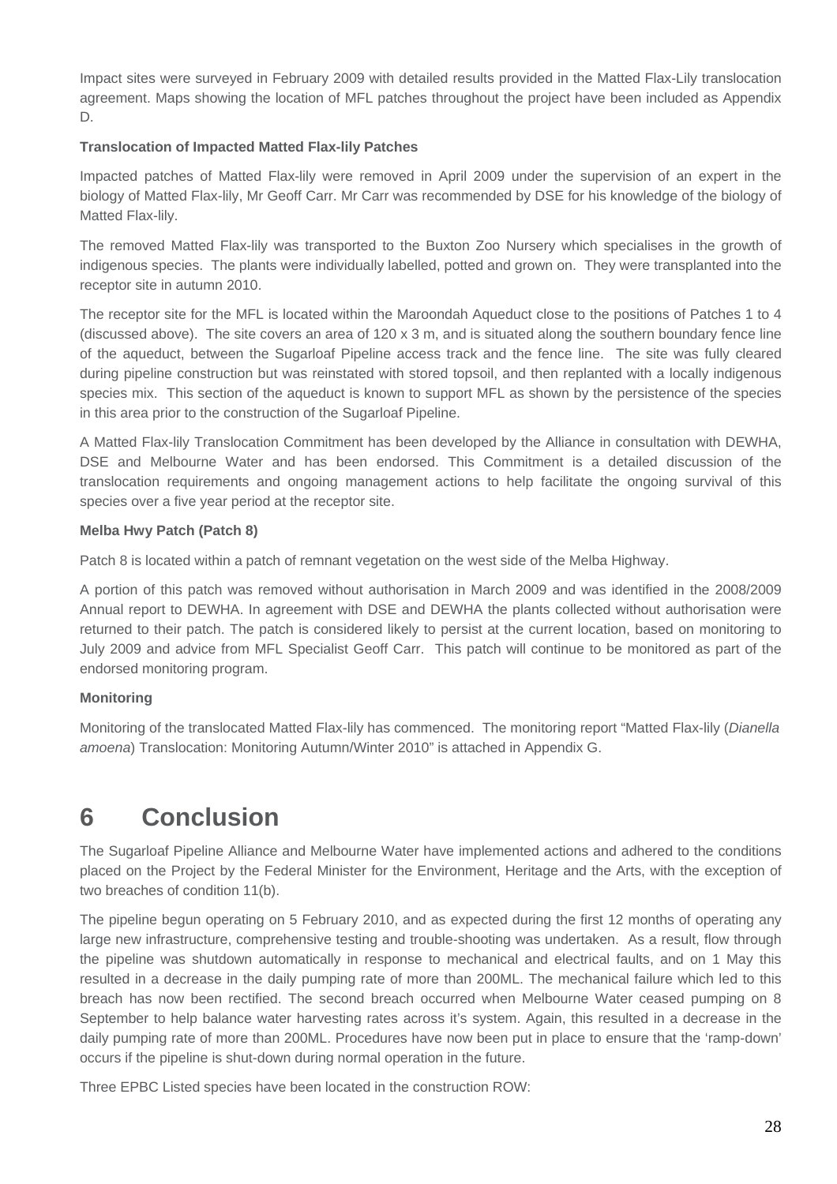Impact sites were surveyed in February 2009 with detailed results provided in the Matted Flax-Lily translocation agreement. Maps showing the location of MFL patches throughout the project have been included as Appendix D.

**Translocation of Impacted Matted Flax-lily Patches**

Impacted patches of Matted Flax-lily were removed in April 2009 under the supervision of an expert in the biology of Matted Flax-lily, Mr Geoff Carr. Mr Carr was recommended by DSE for his knowledge of the biology of Matted Flax-lily.

The removed Matted Flax-lily was transported to the Buxton Zoo Nursery which specialises in the growth of indigenous species. The plants were individually labelled, potted and grown on. They were transplanted into the receptor site in autumn 2010.

The receptor site for the MFL is located within the Maroondah Aqueduct close to the positions of Patches 1 to 4 (discussed above). The site covers an area of 120 x 3 m, and is situated along the southern boundary fence line of the aqueduct, between the Sugarloaf Pipeline access track and the fence line. The site was fully cleared during pipeline construction but was reinstated with stored topsoil, and then replanted with a locally indigenous species mix. This section of the aqueduct is known to support MFL as shown by the persistence of the species in this area prior to the construction of the Sugarloaf Pipeline.

A Matted Flax-lily Translocation Commitment has been developed by the Alliance in consultation with DEWHA, DSE and Melbourne Water and has been endorsed. This Commitment is a detailed discussion of the translocation requirements and ongoing management actions to help facilitate the ongoing survival of this species over a five year period at the receptor site.

**Melba Hwy Patch (Patch 8)**

Patch 8 is located within a patch of remnant vegetation on the west side of the Melba Highway.

A portion of this patch was removed without authorisation in March 2009 and was identified in the 2008/2009 Annual report to DEWHA. In agreement with DSE and DEWHA the plants collected without authorisation were returned to their patch. The patch is considered likely to persist at the current location, based on monitoring to July 2009 and advice from MFL Specialist Geoff Carr. This patch will continue to be monitored as part of the endorsed monitoring program.

**Monitoring**

Monitoring of the translocated Matted Flax-lily has commenced. The monitoring report "Matted Flax-lily (*Dianella amoena*) Translocation: Monitoring Autumn/Winter 2010" is attached in Appendix G.

# 6 Conclusion

The Sugarloaf Pipeline Alliance and Melbourne Water have implemented actions and adhered to the conditions placed on the Project by the Federal Minister for the Environment, Heritage and the Arts, with the exception of two breaches of condition 11(b).

The pipeline begun operating on 5 February 2010, and as expected during the first 12 months of operating any large new infrastructure, comprehensive testing and trouble-shooting was undertaken. As a result, flow through the pipeline was shutdown automatically in response to mechanical and electrical faults, and on 1 May this resulted in a decrease in the daily pumping rate of more than 200ML. The mechanical failure which led to this breach has now been rectified. The second breach occurred when Melbourne Water ceased pumping on 8 September to help balance water harvesting rates across it's system. Again, this resulted in a decrease in the daily pumping rate of more than 200ML. Procedures have now been put in place to ensure that the 'ramp-down' occurs if the pipeline is shut-down during normal operation in the future.

Three EPBC Listed species have been located in the construction ROW: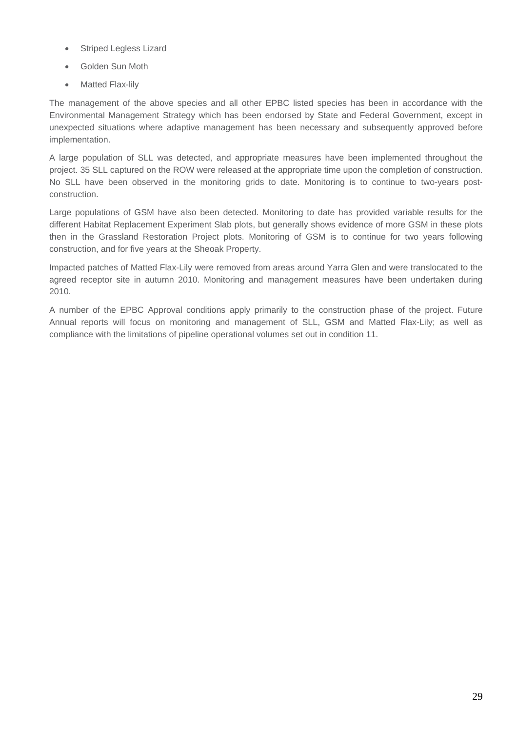- Striped Legless Lizard
- Golden Sun Moth
- Matted Flax-lily

The management of the above species and all other EPBC listed species has been in accordance with the Environmental Management Strategy which has been endorsed by State and Federal Government, except in unexpected situations where adaptive management has been necessary and subsequently approved before implementation.

A large population of SLL was detected, and appropriate measures have been implemented throughout the project. 35 SLL captured on the ROW were released at the appropriate time upon the completion of construction. No SLL have been observed in the monitoring grids to date. Monitoring is to continue to two-years post-construction.

Large populations of GSM have also been detected. Monitoring to date has provided variable results for the different Habitat Replacement Experiment Slab plots, but generally shows evidence of more GSM in these plots then in the Grassland Restoration Project plots. Monitoring of GSM is to continue for two years following construction, and for five years at the Sheoak Property.

Impacted patches of Matted Flax-Lily were removed from areas around Yarra Glen and were translocated to the agreed receptor site in autumn 2010. Monitoring and management measures have been undertaken during 2010.

A number of the EPBC Approval conditions apply primarily to the construction phase of the project. Future Annual reports will focus on monitoring and management of SLL, GSM and Matted Flax-Lily; as well as compliance with the limitations of pipeline operational volumes set out in condition 11.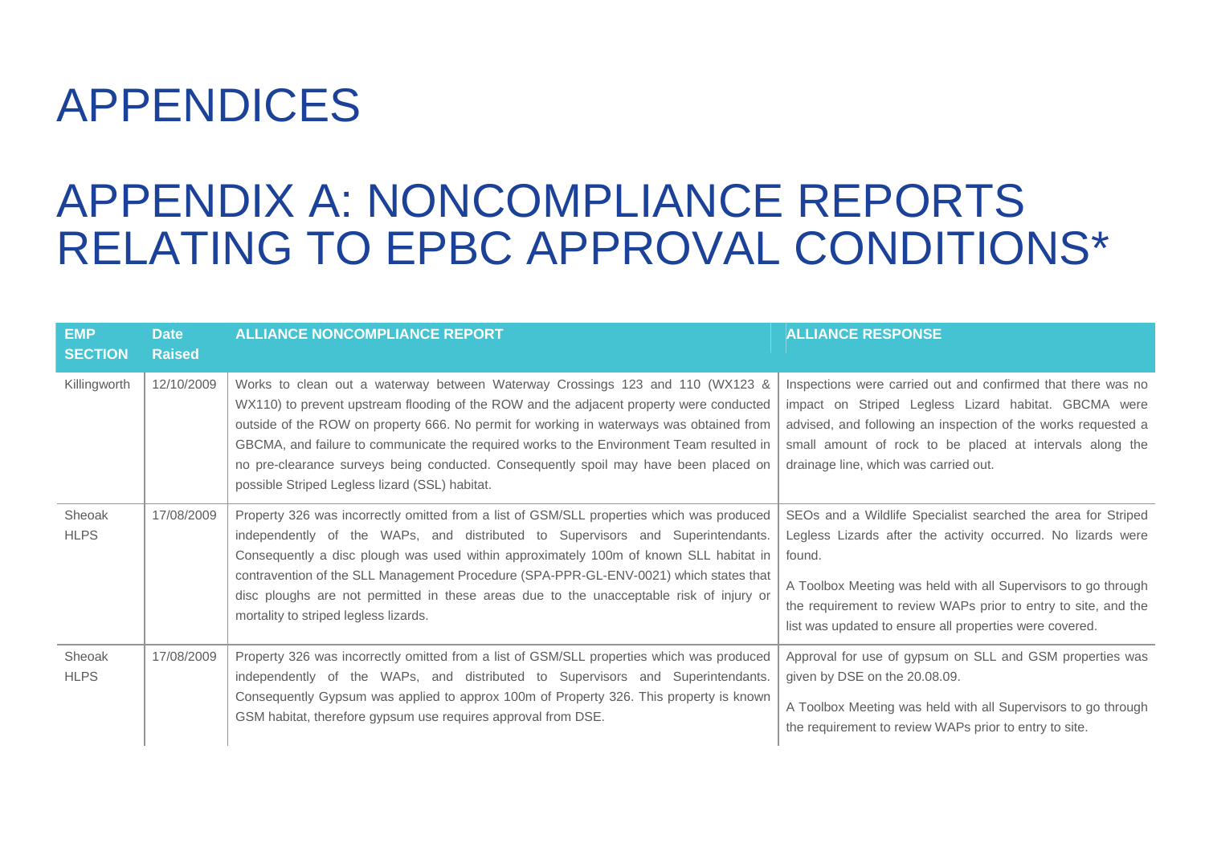# APPENDICES

# APPENDIX A: NONCOMPLIANCE REPORTS RELATING TO EPBC APPROVAL CONDITIONS*

| EMP SECTION | Date Raised | ALLIANCE NONCOMPLIANCE REPORT | ALLIANCE RESPONSE |
|---|---|---|---|
| Killingworth | 12/10/2009 | Works to clean out a waterway between Waterway Crossings 123 and 110 (WX123 & WX110) to prevent upstream flooding of the ROW and the adjacent property were conducted outside of the ROW on property 666. No permit for working in waterways was obtained from GBCMA, and failure to communicate the required works to the Environment Team resulted in no pre-clearance surveys being conducted. Consequently spoil may have been placed on possible Striped Legless lizard (SSL) habitat. | Inspections were carried out and confirmed that there was no impact on Striped Legless Lizard habitat. GBCMA were advised, and following an inspection of the works requested a small amount of rock to be placed at intervals along the drainage line, which was carried out. |
| Sheoak HLPS | 17/08/2009 | Property 326 was incorrectly omitted from a list of GSM/SLL properties which was produced independently of the WAPs, and distributed to Supervisors and Superintendants. Consequently a disc plough was used within approximately 100m of known SLL habitat in contravention of the SLL Management Procedure (SPA-PPR-GL-ENV-0021) which states that disc ploughs are not permitted in these areas due to the unacceptable risk of injury or mortality to striped legless lizards. | SEOs and a Wildlife Specialist searched the area for Striped Legless Lizards after the activity occurred. No lizards were found.<br><br>A Toolbox Meeting was held with all Supervisors to go through the requirement to review WAPs prior to entry to site, and the list was updated to ensure all properties were covered. |
| Sheoak HLPS | 17/08/2009 | Property 326 was incorrectly omitted from a list of GSM/SLL properties which was produced independently of the WAPs, and distributed to Supervisors and Superintendants. Consequently Gypsum was applied to approx 100m of Property 326. This property is known GSM habitat, therefore gypsum use requires approval from DSE. | Approval for use of gypsum on SLL and GSM properties was given by DSE on the 20.08.09.<br><br>A Toolbox Meeting was held with all Supervisors to go through the requirement to review WAPs prior to entry to site. |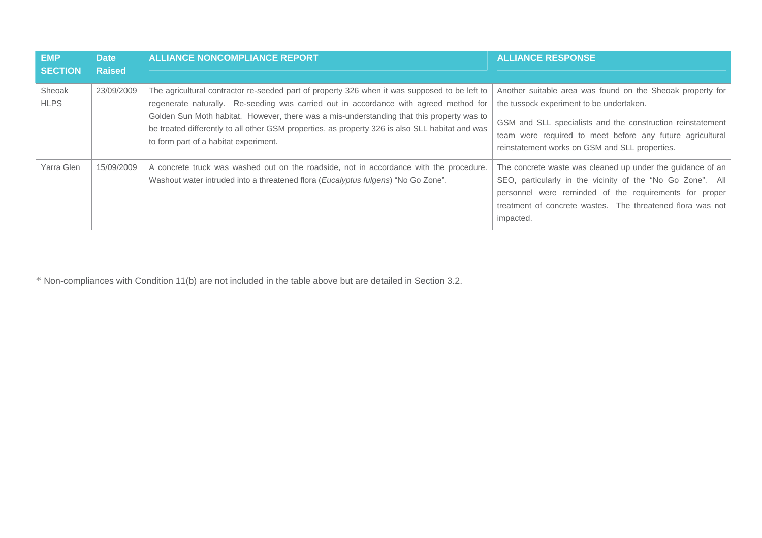| EMP SECTION | Date Raised | ALLIANCE NONCOMPLIANCE REPORT | ALLIANCE RESPONSE |
|---|---|---|---|
| Sheoak HLPS | 23/09/2009 | The agricultural contractor re-seeded part of property 326 when it was supposed to be left to regenerate naturally. Re-seeding was carried out in accordance with agreed method for Golden Sun Moth habitat. However, there was a mis-understanding that this property was to be treated differently to all other GSM properties, as property 326 is also SLL habitat and was to form part of a habitat experiment. | Another suitable area was found on the Sheoak property for the tussock experiment to be undertaken. GSM and SLL specialists and the construction reinstatement team were required to meet before any future agricultural reinstatement works on GSM and SLL properties. |
| Yarra Glen | 15/09/2009 | A concrete truck was washed out on the roadside, not in accordance with the procedure. Washout water intruded into a threatened flora (*Eucalyptus fulgens*) "No Go Zone". | The concrete waste was cleaned up under the guidance of an SEO, particularly in the vicinity of the "No Go Zone". All personnel were reminded of the requirements for proper treatment of concrete wastes. The threatened flora was not impacted. |

* Non-compliances with Condition 11(b) are not included in the table above but are detailed in Section 3.2.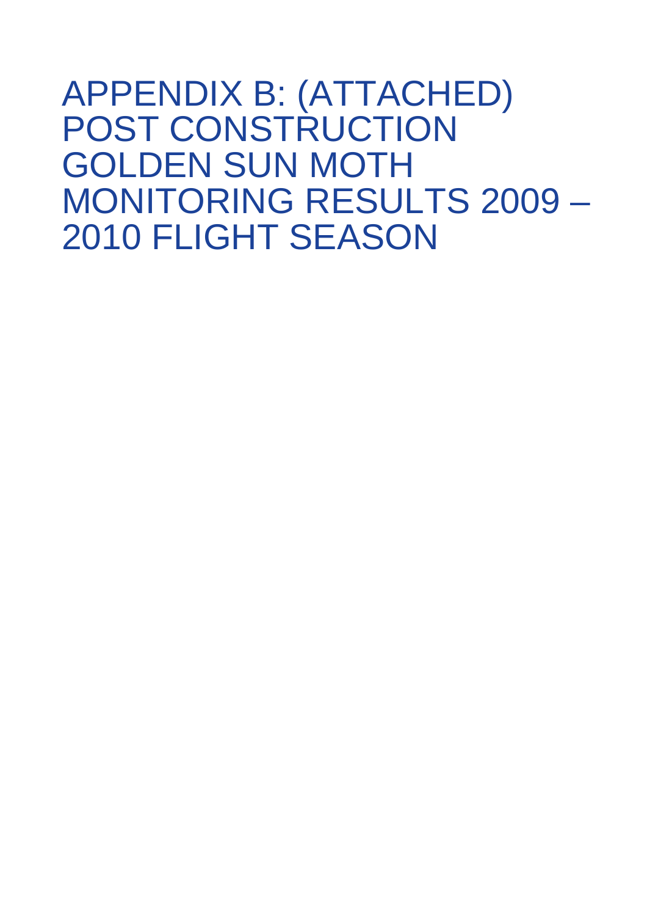# APPENDIX B: (ATTACHED) POST CONSTRUCTION GOLDEN SUN MOTH MONITORING RESULTS 2009 – 2010 FLIGHT SEASON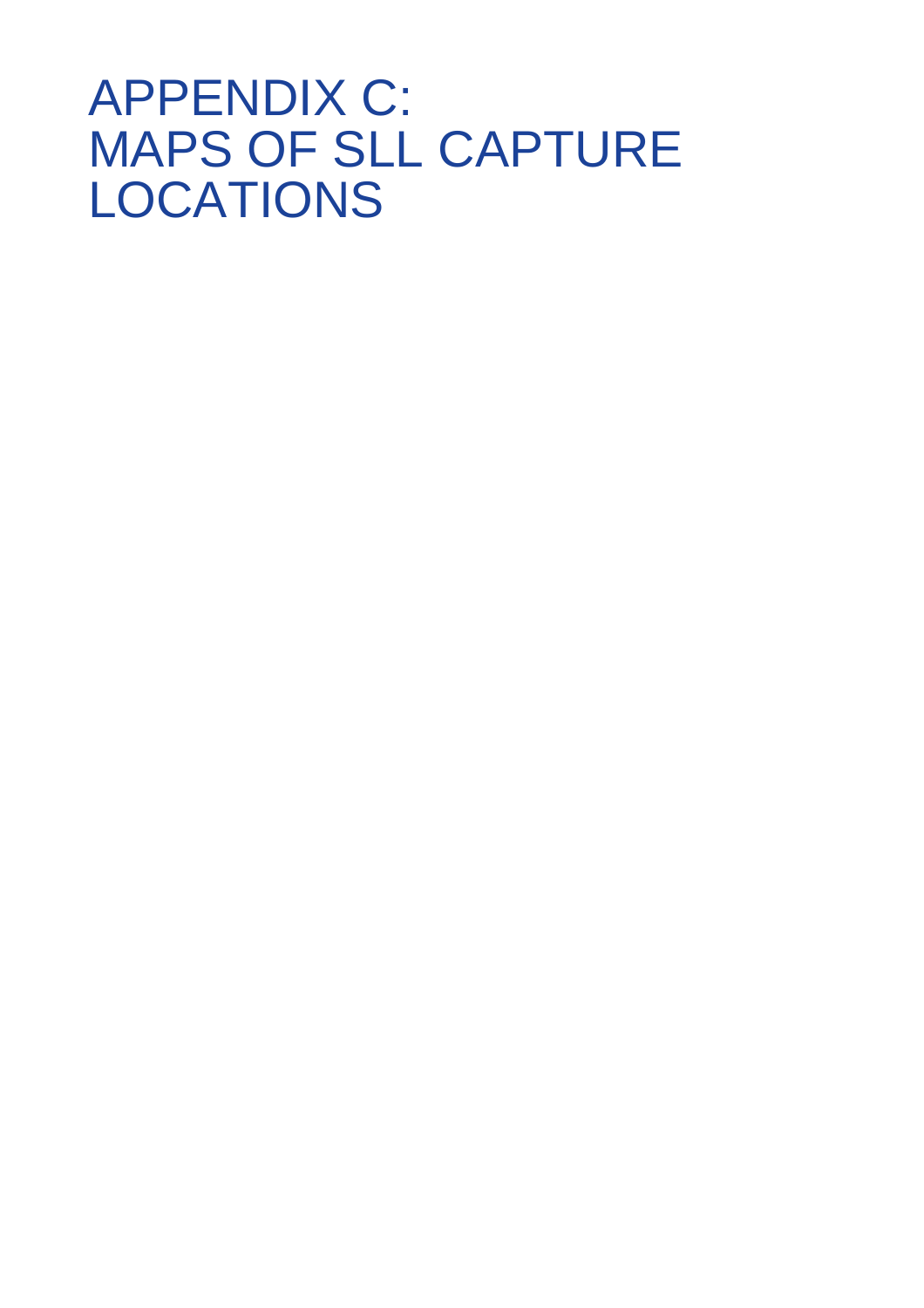# APPENDIX C: MAPS OF SLL CAPTURE LOCATIONS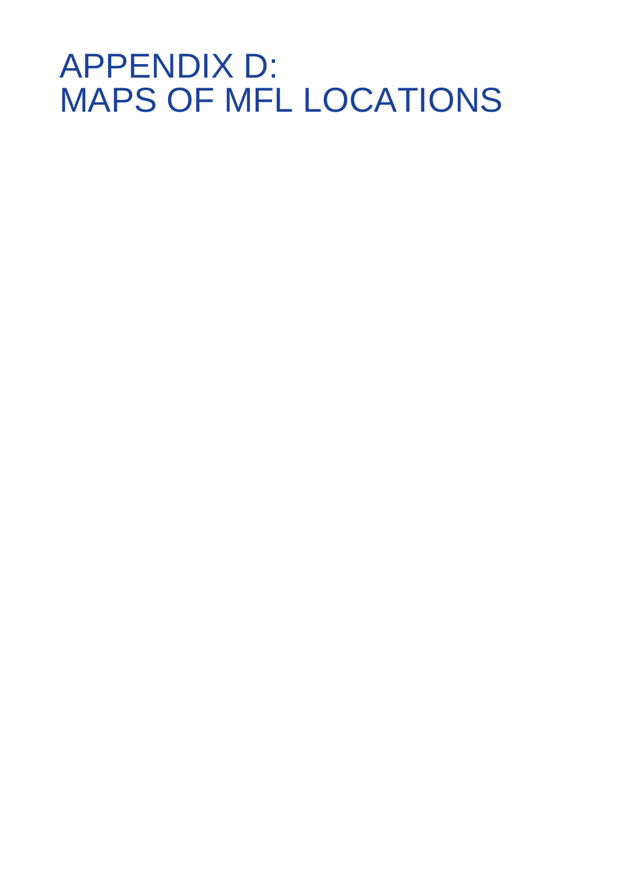# APPENDIX D:
# MAPS OF MFL LOCATIONS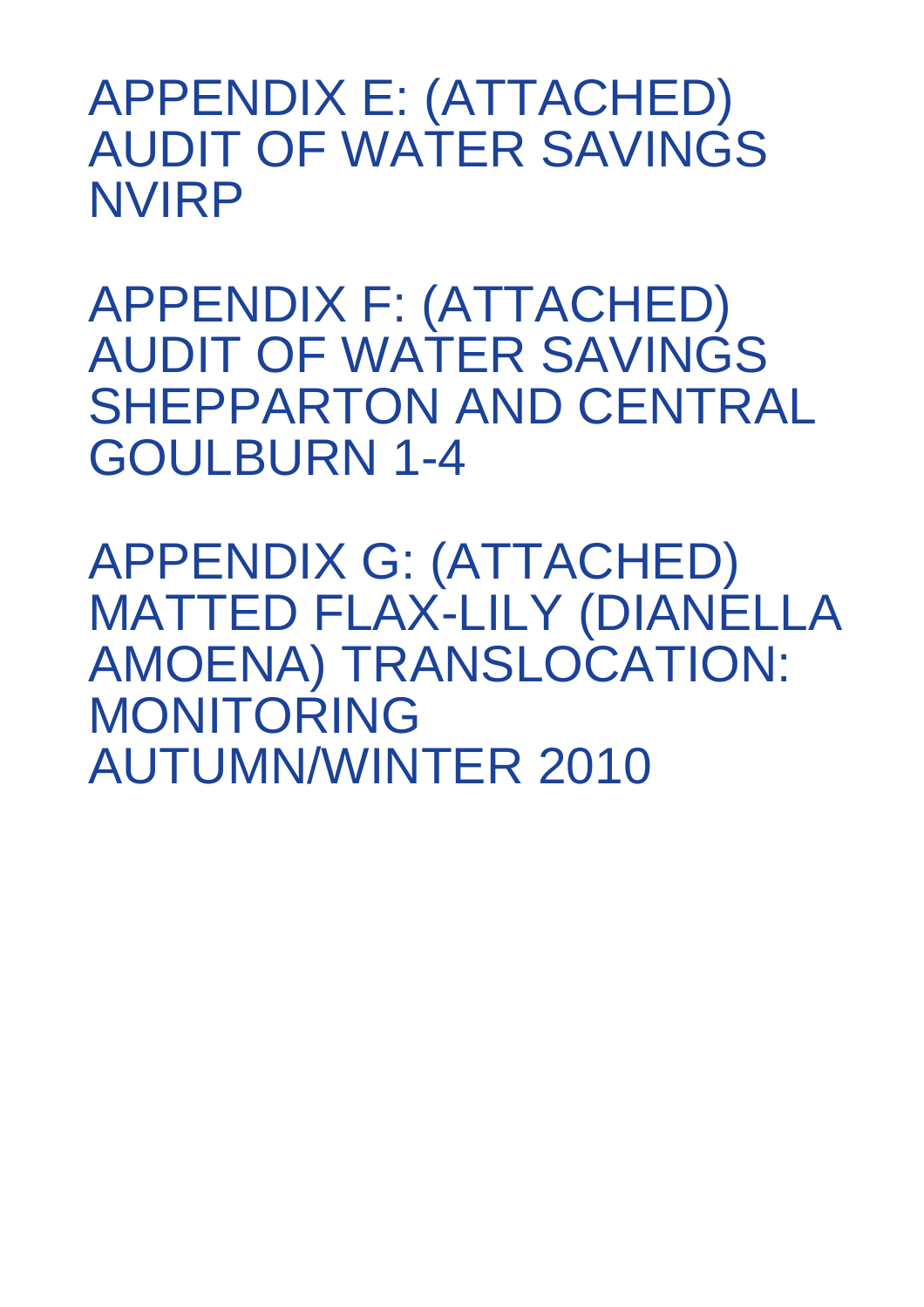# APPENDIX E: (ATTACHED) AUDIT OF WATER SAVINGS NVIRP

# APPENDIX F: (ATTACHED) AUDIT OF WATER SAVINGS SHEPPARTON AND CENTRAL GOULBURN 1-4

# APPENDIX G: (ATTACHED) MATTED FLAX-LILY (DIANELLA AMOENA) TRANSLOCATION: MONITORING AUTUMN/WINTER 2010